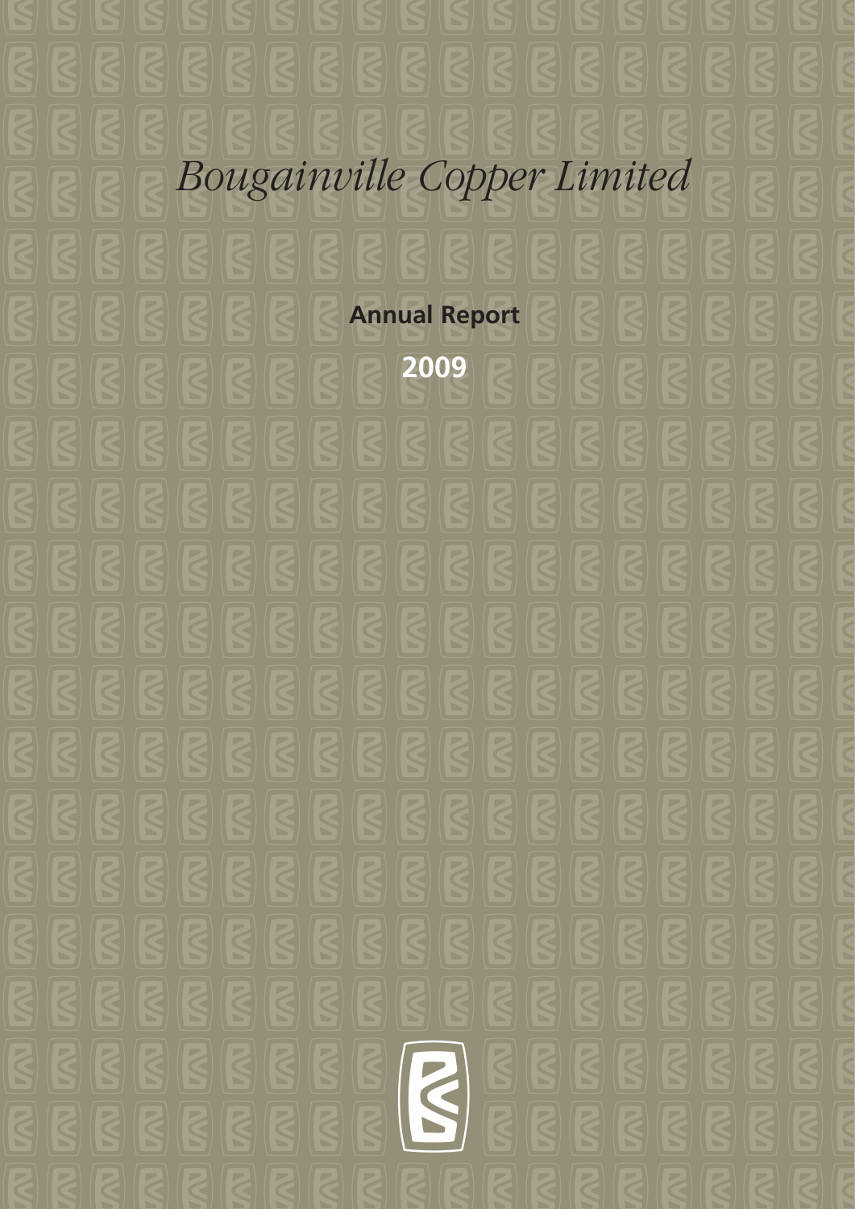# *Bougainville Copper Limited*

**Annual Report**

**2009**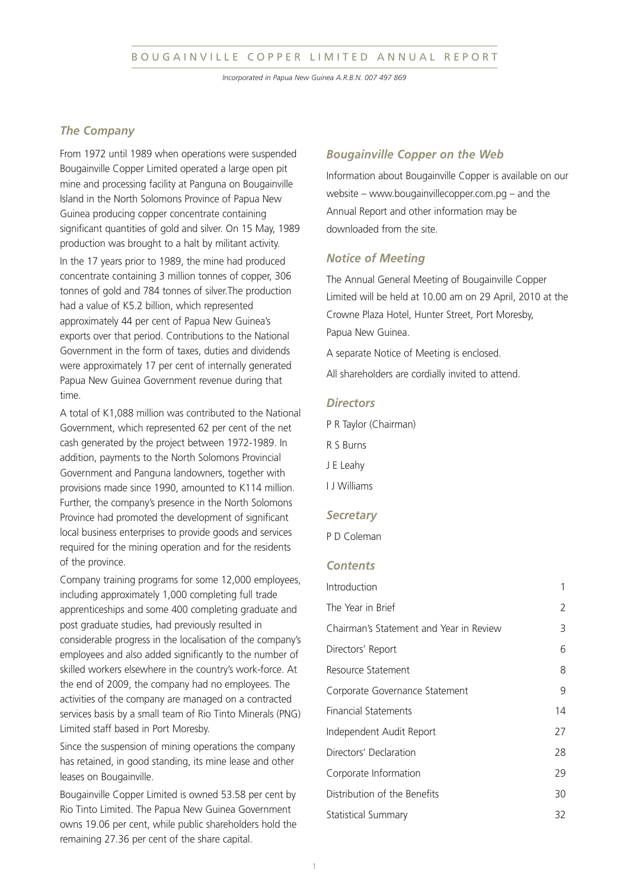# BOUGAINVILLE COPPER LIMITED ANNUAL REPORT

*Incorporated in Papua New Guinea A.R.B.N. 007 497 869*

## *The Company*

From 1972 until 1989 when operations were suspended Bougainville Copper Limited operated a large open pit mine and processing facility at Panguna on Bougainville Island in the North Solomons Province of Papua New Guinea producing copper concentrate containing significant quantities of gold and silver. On 15 May, 1989 production was brought to a halt by militant activity.

In the 17 years prior to 1989, the mine had produced concentrate containing 3 million tonnes of copper, 306 tonnes of gold and 784 tonnes of silver.The production had a value of K5.2 billion, which represented approximately 44 per cent of Papua New Guinea's exports over that period. Contributions to the National Government in the form of taxes, duties and dividends were approximately 17 per cent of internally generated Papua New Guinea Government revenue during that time.

A total of K1,088 million was contributed to the National Government, which represented 62 per cent of the net cash generated by the project between 1972-1989. In addition, payments to the North Solomons Provincial Government and Panguna landowners, together with provisions made since 1990, amounted to K114 million. Further, the company's presence in the North Solomons Province had promoted the development of significant local business enterprises to provide goods and services required for the mining operation and for the residents of the province.

Company training programs for some 12,000 employees, including approximately 1,000 completing full trade apprenticeships and some 400 completing graduate and post graduate studies, had previously resulted in considerable progress in the localisation of the company's employees and also added significantly to the number of skilled workers elsewhere in the country's work-force. At the end of 2009, the company had no employees. The activities of the company are managed on a contracted services basis by a small team of Rio Tinto Minerals (PNG) Limited staff based in Port Moresby.

Since the suspension of mining operations the company has retained, in good standing, its mine lease and other leases on Bougainville.

Bougainville Copper Limited is owned 53.58 per cent by Rio Tinto Limited. The Papua New Guinea Government owns 19.06 per cent, while public shareholders hold the remaining 27.36 per cent of the share capital.

## *Bougainville Copper on the Web*

Information about Bougainville Copper is available on our website – www.bougainvillecopper.com.pg – and the Annual Report and other information may be downloaded from the site.

## *Notice of Meeting*

The Annual General Meeting of Bougainville Copper Limited will be held at 10.00 am on 29 April, 2010 at the Crowne Plaza Hotel, Hunter Street, Port Moresby, Papua New Guinea.

A separate Notice of Meeting is enclosed.

All shareholders are cordially invited to attend.

## *Directors*

P R Taylor (Chairman)

R S Burns

J E Leahy

I J Williams

## *Secretary*

P D Coleman

## *Contents*

| | |
|---|---|
| Introduction | 1 |
| The Year in Brief | 2 |
| Chairman's Statement and Year in Review | 3 |
| Directors' Report | 6 |
| Resource Statement | 8 |
| Corporate Governance Statement | 9 |
| Financial Statements | 14 |
| Independent Audit Report | 27 |
| Directors' Declaration | 28 |
| Corporate Information | 29 |
| Distribution of the Benefits | 30 |
| Statistical Summary | 32 |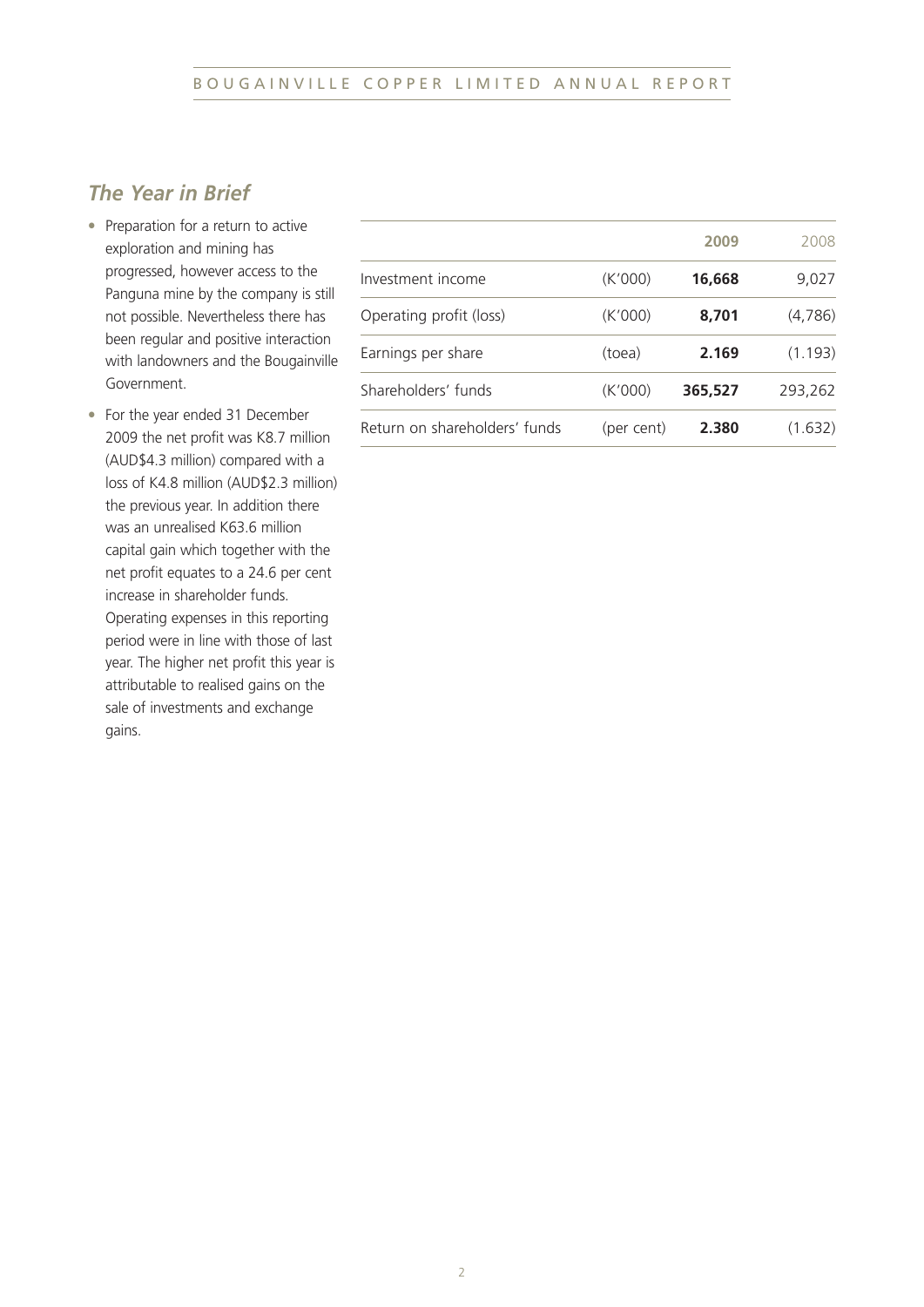## *The Year in Brief*

- Preparation for a return to active exploration and mining has progressed, however access to the Panguna mine by the company is still not possible. Nevertheless there has been regular and positive interaction with landowners and the Bougainville Government.
- For the year ended 31 December 2009 the net profit was K8.7 million (AUD$4.3 million) compared with a loss of K4.8 million (AUD$2.3 million) the previous year. In addition there was an unrealised K63.6 million capital gain which together with the net profit equates to a 24.6 per cent increase in shareholder funds. Operating expenses in this reporting period were in line with those of last year. The higher net profit this year is attributable to realised gains on the sale of investments and exchange gains.

| | | **2009** | 2008 |
|---|---|---|---|
| Investment income | (K'000) | **16,668** | 9,027 |
| Operating profit (loss) | (K'000) | **8,701** | (4,786) |
| Earnings per share | (toea) | **2.169** | (1.193) |
| Shareholders' funds | (K'000) | **365,527** | 293,262 |
| Return on shareholders' funds | (per cent) | **2.380** | (1.632) |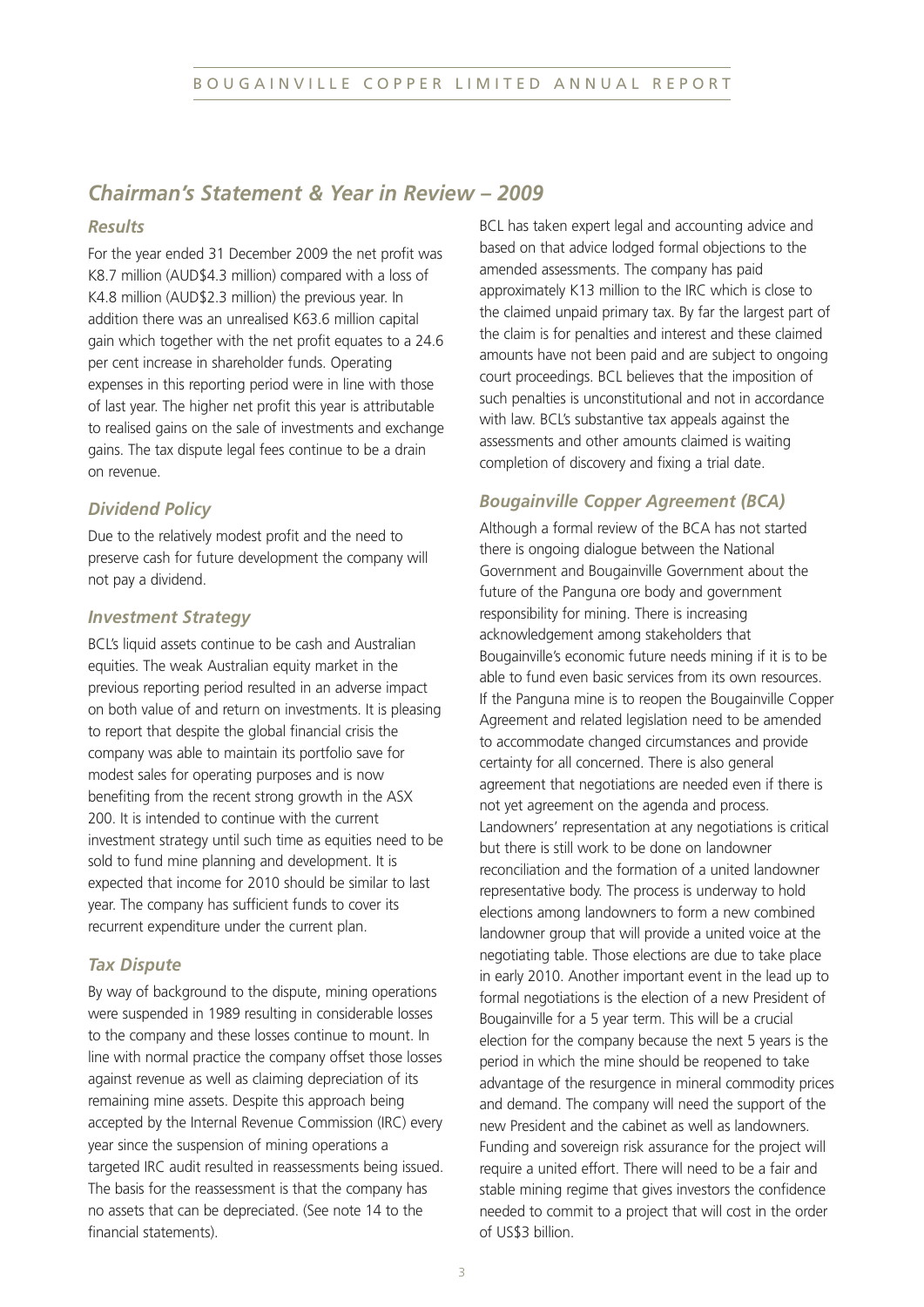## *Chairman's Statement & Year in Review – 2009*

### *Results*

For the year ended 31 December 2009 the net profit was K8.7 million (AUD$4.3 million) compared with a loss of K4.8 million (AUD$2.3 million) the previous year. In addition there was an unrealised K63.6 million capital gain which together with the net profit equates to a 24.6 per cent increase in shareholder funds. Operating expenses in this reporting period were in line with those of last year. The higher net profit this year is attributable to realised gains on the sale of investments and exchange gains. The tax dispute legal fees continue to be a drain on revenue.

### *Dividend Policy*

Due to the relatively modest profit and the need to preserve cash for future development the company will not pay a dividend.

### *Investment Strategy*

BCL's liquid assets continue to be cash and Australian equities. The weak Australian equity market in the previous reporting period resulted in an adverse impact on both value of and return on investments. It is pleasing to report that despite the global financial crisis the company was able to maintain its portfolio save for modest sales for operating purposes and is now benefiting from the recent strong growth in the ASX 200. It is intended to continue with the current investment strategy until such time as equities need to be sold to fund mine planning and development. It is expected that income for 2010 should be similar to last year. The company has sufficient funds to cover its recurrent expenditure under the current plan.

### *Tax Dispute*

By way of background to the dispute, mining operations were suspended in 1989 resulting in considerable losses to the company and these losses continue to mount. In line with normal practice the company offset those losses against revenue as well as claiming depreciation of its remaining mine assets. Despite this approach being accepted by the Internal Revenue Commission (IRC) every year since the suspension of mining operations a targeted IRC audit resulted in reassessments being issued. The basis for the reassessment is that the company has no assets that can be depreciated. (See note 14 to the financial statements).

BCL has taken expert legal and accounting advice and based on that advice lodged formal objections to the amended assessments. The company has paid approximately K13 million to the IRC which is close to the claimed unpaid primary tax. By far the largest part of the claim is for penalties and interest and these claimed amounts have not been paid and are subject to ongoing court proceedings. BCL believes that the imposition of such penalties is unconstitutional and not in accordance with law. BCL's substantive tax appeals against the assessments and other amounts claimed is waiting completion of discovery and fixing a trial date.

### *Bougainville Copper Agreement (BCA)*

Although a formal review of the BCA has not started there is ongoing dialogue between the National Government and Bougainville Government about the future of the Panguna ore body and government responsibility for mining. There is increasing acknowledgement among stakeholders that Bougainville's economic future needs mining if it is to be able to fund even basic services from its own resources. If the Panguna mine is to reopen the Bougainville Copper Agreement and related legislation need to be amended to accommodate changed circumstances and provide certainty for all concerned. There is also general agreement that negotiations are needed even if there is not yet agreement on the agenda and process. Landowners' representation at any negotiations is critical but there is still work to be done on landowner reconciliation and the formation of a united landowner representative body. The process is underway to hold elections among landowners to form a new combined landowner group that will provide a united voice at the negotiating table. Those elections are due to take place in early 2010. Another important event in the lead up to formal negotiations is the election of a new President of Bougainville for a 5 year term. This will be a crucial election for the company because the next 5 years is the period in which the mine should be reopened to take advantage of the resurgence in mineral commodity prices and demand. The company will need the support of the new President and the cabinet as well as landowners. Funding and sovereign risk assurance for the project will require a united effort. There will need to be a fair and stable mining regime that gives investors the confidence needed to commit to a project that will cost in the order of US$3 billion.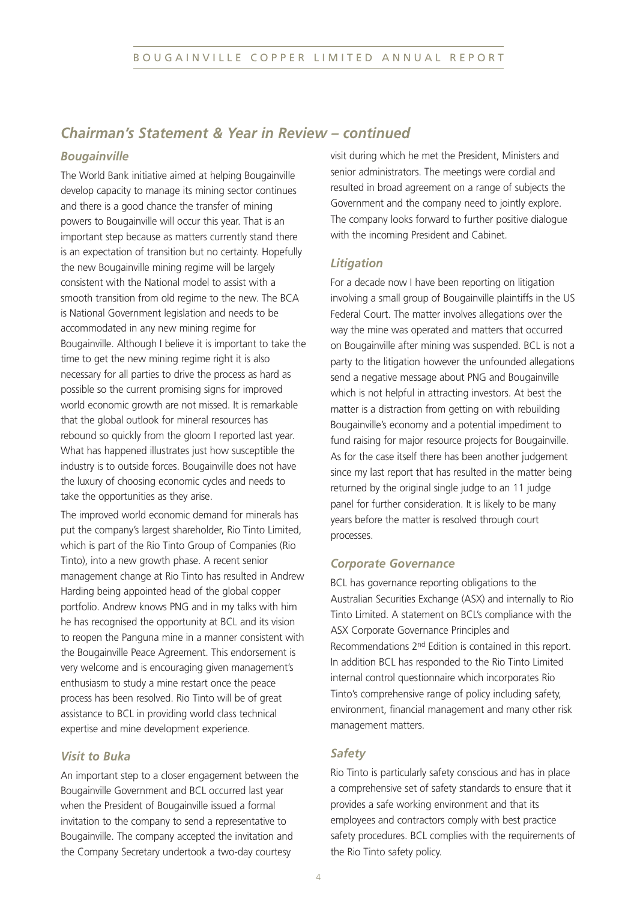## *Chairman's Statement & Year in Review – continued*

### *Bougainville*

The World Bank initiative aimed at helping Bougainville develop capacity to manage its mining sector continues and there is a good chance the transfer of mining powers to Bougainville will occur this year. That is an important step because as matters currently stand there is an expectation of transition but no certainty. Hopefully the new Bougainville mining regime will be largely consistent with the National model to assist with a smooth transition from old regime to the new. The BCA is National Government legislation and needs to be accommodated in any new mining regime for Bougainville. Although I believe it is important to take the time to get the new mining regime right it is also necessary for all parties to drive the process as hard as possible so the current promising signs for improved world economic growth are not missed. It is remarkable that the global outlook for mineral resources has rebound so quickly from the gloom I reported last year. What has happened illustrates just how susceptible the industry is to outside forces. Bougainville does not have the luxury of choosing economic cycles and needs to take the opportunities as they arise.

The improved world economic demand for minerals has put the company's largest shareholder, Rio Tinto Limited, which is part of the Rio Tinto Group of Companies (Rio Tinto), into a new growth phase. A recent senior management change at Rio Tinto has resulted in Andrew Harding being appointed head of the global copper portfolio. Andrew knows PNG and in my talks with him he has recognised the opportunity at BCL and its vision to reopen the Panguna mine in a manner consistent with the Bougainville Peace Agreement. This endorsement is very welcome and is encouraging given management's enthusiasm to study a mine restart once the peace process has been resolved. Rio Tinto will be of great assistance to BCL in providing world class technical expertise and mine development experience.

### *Visit to Buka*

An important step to a closer engagement between the Bougainville Government and BCL occurred last year when the President of Bougainville issued a formal invitation to the company to send a representative to Bougainville. The company accepted the invitation and the Company Secretary undertook a two-day courtesy visit during which he met the President, Ministers and senior administrators. The meetings were cordial and resulted in broad agreement on a range of subjects the Government and the company need to jointly explore. The company looks forward to further positive dialogue with the incoming President and Cabinet.

### *Litigation*

For a decade now I have been reporting on litigation involving a small group of Bougainville plaintiffs in the US Federal Court. The matter involves allegations over the way the mine was operated and matters that occurred on Bougainville after mining was suspended. BCL is not a party to the litigation however the unfounded allegations send a negative message about PNG and Bougainville which is not helpful in attracting investors. At best the matter is a distraction from getting on with rebuilding Bougainville's economy and a potential impediment to fund raising for major resource projects for Bougainville. As for the case itself there has been another judgement since my last report that has resulted in the matter being returned by the original single judge to an 11 judge panel for further consideration. It is likely to be many years before the matter is resolved through court processes.

### *Corporate Governance*

BCL has governance reporting obligations to the Australian Securities Exchange (ASX) and internally to Rio Tinto Limited. A statement on BCL's compliance with the ASX Corporate Governance Principles and Recommendations 2nd Edition is contained in this report. In addition BCL has responded to the Rio Tinto Limited internal control questionnaire which incorporates Rio Tinto's comprehensive range of policy including safety, environment, financial management and many other risk management matters.

### *Safety*

Rio Tinto is particularly safety conscious and has in place a comprehensive set of safety standards to ensure that it provides a safe working environment and that its employees and contractors comply with best practice safety procedures. BCL complies with the requirements of the Rio Tinto safety policy.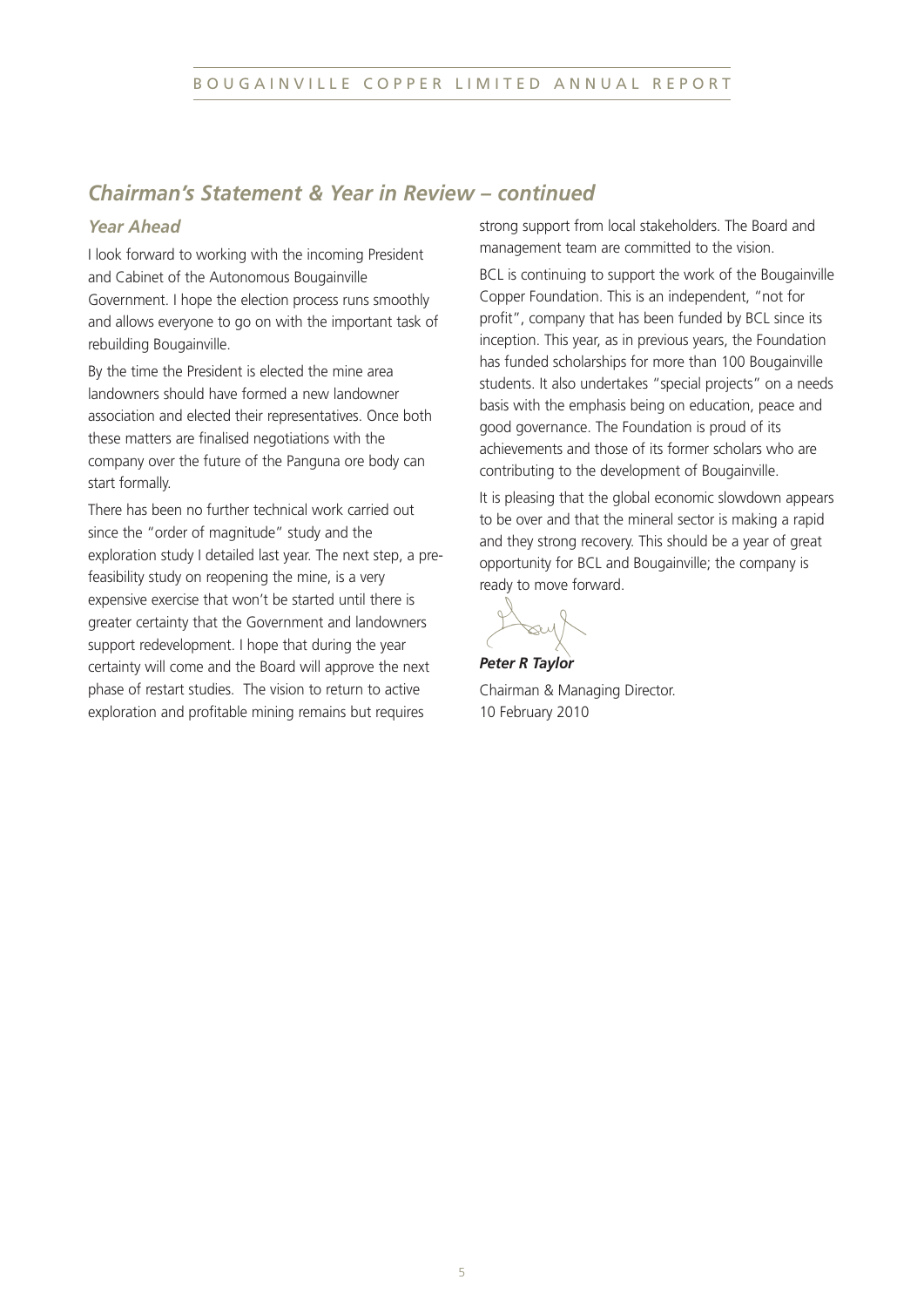## *Chairman's Statement & Year in Review – continued*

### *Year Ahead*

I look forward to working with the incoming President and Cabinet of the Autonomous Bougainville Government. I hope the election process runs smoothly and allows everyone to go on with the important task of rebuilding Bougainville.

By the time the President is elected the mine area landowners should have formed a new landowner association and elected their representatives. Once both these matters are finalised negotiations with the company over the future of the Panguna ore body can start formally.

There has been no further technical work carried out since the "order of magnitude" study and the exploration study I detailed last year. The next step, a pre-feasibility study on reopening the mine, is a very expensive exercise that won't be started until there is greater certainty that the Government and landowners support redevelopment. I hope that during the year certainty will come and the Board will approve the next phase of restart studies. The vision to return to active exploration and profitable mining remains but requires strong support from local stakeholders. The Board and management team are committed to the vision.

BCL is continuing to support the work of the Bougainville Copper Foundation. This is an independent, "not for profit", company that has been funded by BCL since its inception. This year, as in previous years, the Foundation has funded scholarships for more than 100 Bougainville students. It also undertakes "special projects" on a needs basis with the emphasis being on education, peace and good governance. The Foundation is proud of its achievements and those of its former scholars who are contributing to the development of Bougainville.

It is pleasing that the global economic slowdown appears to be over and that the mineral sector is making a rapid and they strong recovery. This should be a year of great opportunity for BCL and Bougainville; the company is ready to move forward.

***Peter R Taylor***

Chairman & Managing Director.
10 February 2010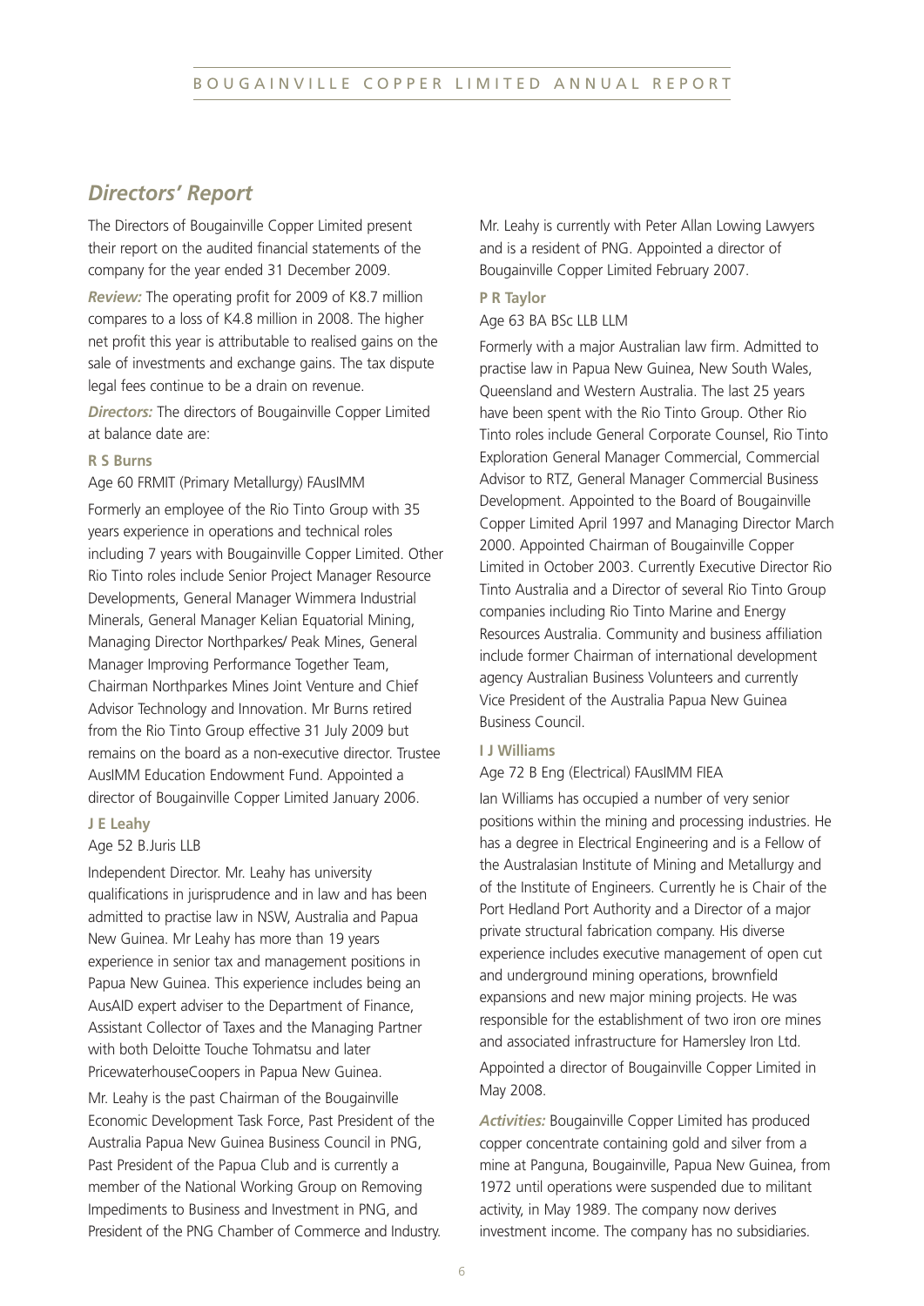## *Directors' Report*

The Directors of Bougainville Copper Limited present their report on the audited financial statements of the company for the year ended 31 December 2009.

***Review:*** The operating profit for 2009 of K8.7 million compares to a loss of K4.8 million in 2008. The higher net profit this year is attributable to realised gains on the sale of investments and exchange gains. The tax dispute legal fees continue to be a drain on revenue.

***Directors:*** The directors of Bougainville Copper Limited at balance date are:

**R S Burns**

Age 60 FRMIT (Primary Metallurgy) FAusIMM

Formerly an employee of the Rio Tinto Group with 35 years experience in operations and technical roles including 7 years with Bougainville Copper Limited. Other Rio Tinto roles include Senior Project Manager Resource Developments, General Manager Wimmera Industrial Minerals, General Manager Kelian Equatorial Mining, Managing Director Northparkes/ Peak Mines, General Manager Improving Performance Together Team, Chairman Northparkes Mines Joint Venture and Chief Advisor Technology and Innovation. Mr Burns retired from the Rio Tinto Group effective 31 July 2009 but remains on the board as a non-executive director. Trustee AusIMM Education Endowment Fund. Appointed a director of Bougainville Copper Limited January 2006.

**J E Leahy**

Age 52 B.Juris LLB

Independent Director. Mr. Leahy has university qualifications in jurisprudence and in law and has been admitted to practise law in NSW, Australia and Papua New Guinea. Mr Leahy has more than 19 years experience in senior tax and management positions in Papua New Guinea. This experience includes being an AusAID expert adviser to the Department of Finance, Assistant Collector of Taxes and the Managing Partner with both Deloitte Touche Tohmatsu and later PricewaterhouseCoopers in Papua New Guinea.

Mr. Leahy is the past Chairman of the Bougainville Economic Development Task Force, Past President of the Australia Papua New Guinea Business Council in PNG, Past President of the Papua Club and is currently a member of the National Working Group on Removing Impediments to Business and Investment in PNG, and President of the PNG Chamber of Commerce and Industry.

Mr. Leahy is currently with Peter Allan Lowing Lawyers and is a resident of PNG. Appointed a director of Bougainville Copper Limited February 2007.

**P R Taylor**

Age 63 BA BSc LLB LLM

Formerly with a major Australian law firm. Admitted to practise law in Papua New Guinea, New South Wales, Queensland and Western Australia. The last 25 years have been spent with the Rio Tinto Group. Other Rio Tinto roles include General Corporate Counsel, Rio Tinto Exploration General Manager Commercial, Commercial Advisor to RTZ, General Manager Commercial Business Development. Appointed to the Board of Bougainville Copper Limited April 1997 and Managing Director March 2000. Appointed Chairman of Bougainville Copper Limited in October 2003. Currently Executive Director Rio Tinto Australia and a Director of several Rio Tinto Group companies including Rio Tinto Marine and Energy Resources Australia. Community and business affiliation include former Chairman of international development agency Australian Business Volunteers and currently Vice President of the Australia Papua New Guinea Business Council.

**I J Williams**

Age 72 B Eng (Electrical) FAusIMM FIEA

Ian Williams has occupied a number of very senior positions within the mining and processing industries. He has a degree in Electrical Engineering and is a Fellow of the Australasian Institute of Mining and Metallurgy and of the Institute of Engineers. Currently he is Chair of the Port Hedland Port Authority and a Director of a major private structural fabrication company. His diverse experience includes executive management of open cut and underground mining operations, brownfield expansions and new major mining projects. He was responsible for the establishment of two iron ore mines and associated infrastructure for Hamersley Iron Ltd.

Appointed a director of Bougainville Copper Limited in May 2008.

***Activities:*** Bougainville Copper Limited has produced copper concentrate containing gold and silver from a mine at Panguna, Bougainville, Papua New Guinea, from 1972 until operations were suspended due to militant activity, in May 1989. The company now derives investment income. The company has no subsidiaries.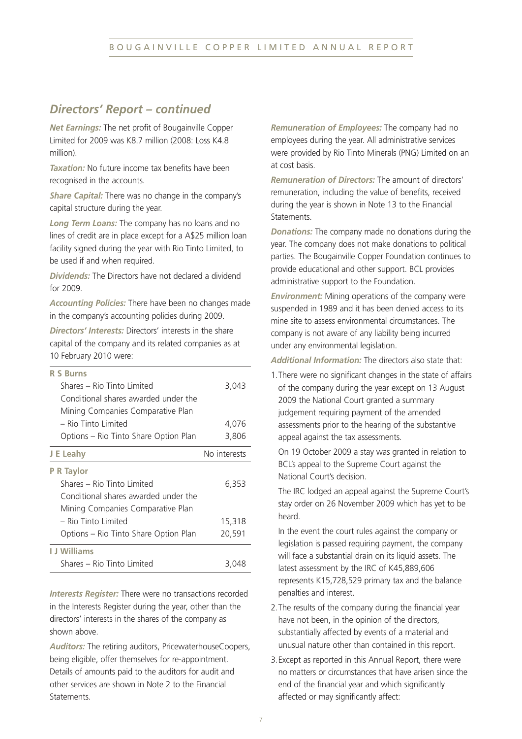## Directors' Report – continued

***Net Earnings:*** The net profit of Bougainville Copper Limited for 2009 was K8.7 million (2008: Loss K4.8 million).

***Taxation:*** No future income tax benefits have been recognised in the accounts.

***Share Capital:*** There was no change in the company's capital structure during the year.

***Long Term Loans:*** The company has no loans and no lines of credit are in place except for a A$25 million loan facility signed during the year with Rio Tinto Limited, to be used if and when required.

***Dividends:*** The Directors have not declared a dividend for 2009.

***Accounting Policies:*** There have been no changes made in the company's accounting policies during 2009.

***Directors' Interests:*** Directors' interests in the share capital of the company and its related companies as at 10 February 2010 were:

| | |
|---|---|
| **R S Burns** | |
| Shares – Rio Tinto Limited | 3,043 |
| Conditional shares awarded under the Mining Companies Comparative Plan – Rio Tinto Limited | 4,076 |
| Options – Rio Tinto Share Option Plan | 3,806 |
| **J E Leahy** | No interests |
| **P R Taylor** | |
| Shares – Rio Tinto Limited | 6,353 |
| Conditional shares awarded under the Mining Companies Comparative Plan – Rio Tinto Limited | 15,318 |
| Options – Rio Tinto Share Option Plan | 20,591 |
| **I J Williams** | |
| Shares – Rio Tinto Limited | 3,048 |

***Interests Register:*** There were no transactions recorded in the Interests Register during the year, other than the directors' interests in the shares of the company as shown above.

***Auditors:*** The retiring auditors, PricewaterhouseCoopers, being eligible, offer themselves for re-appointment. Details of amounts paid to the auditors for audit and other services are shown in Note 2 to the Financial Statements.

***Remuneration of Employees:*** The company had no employees during the year. All administrative services were provided by Rio Tinto Minerals (PNG) Limited on an at cost basis.

***Remuneration of Directors:*** The amount of directors' remuneration, including the value of benefits, received during the year is shown in Note 13 to the Financial Statements.

***Donations:*** The company made no donations during the year. The company does not make donations to political parties. The Bougainville Copper Foundation continues to provide educational and other support. BCL provides administrative support to the Foundation.

***Environment:*** Mining operations of the company were suspended in 1989 and it has been denied access to its mine site to assess environmental circumstances. The company is not aware of any liability being incurred under any environmental legislation.

***Additional Information:*** The directors also state that:

1. There were no significant changes in the state of affairs of the company during the year except on 13 August 2009 the National Court granted a summary judgement requiring payment of the amended assessments prior to the hearing of the substantive appeal against the tax assessments.

   On 19 October 2009 a stay was granted in relation to BCL's appeal to the Supreme Court against the National Court's decision.

   The IRC lodged an appeal against the Supreme Court's stay order on 26 November 2009 which has yet to be heard.

   In the event the court rules against the company or legislation is passed requiring payment, the company will face a substantial drain on its liquid assets. The latest assessment by the IRC of K45,889,606 represents K15,728,529 primary tax and the balance penalties and interest.

2. The results of the company during the financial year have not been, in the opinion of the directors, substantially affected by events of a material and unusual nature other than contained in this report.

3. Except as reported in this Annual Report, there were no matters or circumstances that have arisen since the end of the financial year and which significantly affected or may significantly affect: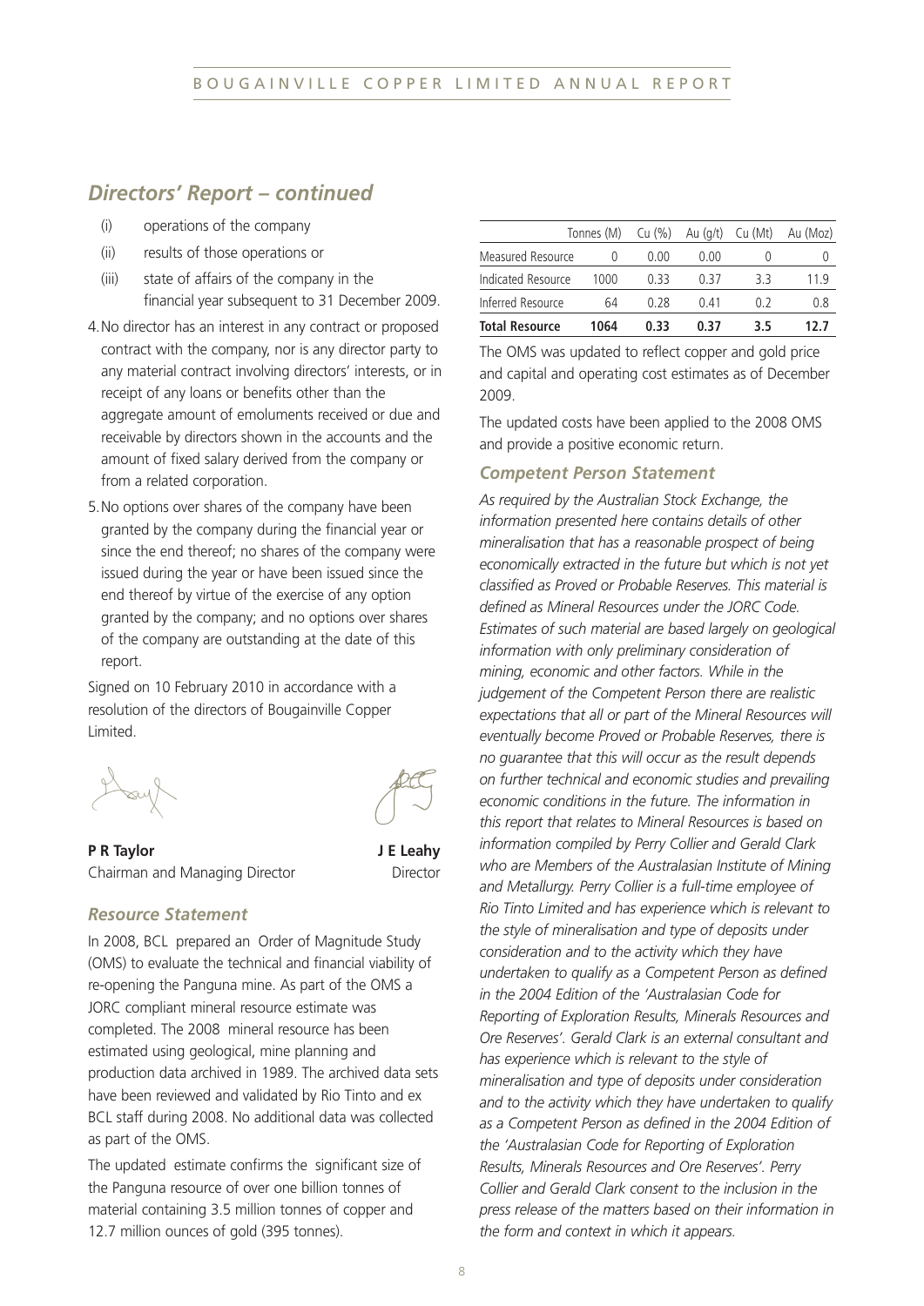## *Directors' Report – continued*

(i) operations of the company

(ii) results of those operations or

(iii) state of affairs of the company in the financial year subsequent to 31 December 2009.

4. No director has an interest in any contract or proposed contract with the company, nor is any director party to any material contract involving directors' interests, or in receipt of any loans or benefits other than the aggregate amount of emoluments received or due and receivable by directors shown in the accounts and the amount of fixed salary derived from the company or from a related corporation.

5. No options over shares of the company have been granted by the company during the financial year or since the end thereof; no shares of the company were issued during the year or have been issued since the end thereof by virtue of the exercise of any option granted by the company; and no options over shares of the company are outstanding at the date of this report.

Signed on 10 February 2010 in accordance with a resolution of the directors of Bougainville Copper Limited.

**P R Taylor**
Chairman and Managing Director

**J E Leahy**
Director

### *Resource Statement*

In 2008, BCL prepared an Order of Magnitude Study (OMS) to evaluate the technical and financial viability of re-opening the Panguna mine. As part of the OMS a JORC compliant mineral resource estimate was completed. The 2008 mineral resource has been estimated using geological, mine planning and production data archived in 1989. The archived data sets have been reviewed and validated by Rio Tinto and ex BCL staff during 2008. No additional data was collected as part of the OMS.

The updated estimate confirms the significant size of the Panguna resource of over one billion tonnes of material containing 3.5 million tonnes of copper and 12.7 million ounces of gold (395 tonnes).

| | Tonnes (M) | Cu (%) | Au (g/t) | Cu (Mt) | Au (Moz) |
|---|---|---|---|---|---|
| Measured Resource | 0 | 0.00 | 0.00 | 0 | 0 |
| Indicated Resource | 1000 | 0.33 | 0.37 | 3.3 | 11.9 |
| Inferred Resource | 64 | 0.28 | 0.41 | 0.2 | 0.8 |
| **Total Resource** | **1064** | **0.33** | **0.37** | **3.5** | **12.7** |

The OMS was updated to reflect copper and gold price and capital and operating cost estimates as of December 2009.

The updated costs have been applied to the 2008 OMS and provide a positive economic return.

### *Competent Person Statement*

*As required by the Australian Stock Exchange, the information presented here contains details of other mineralisation that has a reasonable prospect of being economically extracted in the future but which is not yet classified as Proved or Probable Reserves. This material is defined as Mineral Resources under the JORC Code. Estimates of such material are based largely on geological information with only preliminary consideration of mining, economic and other factors. While in the judgement of the Competent Person there are realistic expectations that all or part of the Mineral Resources will eventually become Proved or Probable Reserves, there is no guarantee that this will occur as the result depends on further technical and economic studies and prevailing economic conditions in the future. The information in this report that relates to Mineral Resources is based on information compiled by Perry Collier and Gerald Clark who are Members of the Australasian Institute of Mining and Metallurgy. Perry Collier is a full-time employee of Rio Tinto Limited and has experience which is relevant to the style of mineralisation and type of deposits under consideration and to the activity which they have undertaken to qualify as a Competent Person as defined in the 2004 Edition of the 'Australasian Code for Reporting of Exploration Results, Minerals Resources and Ore Reserves'. Gerald Clark is an external consultant and has experience which is relevant to the style of mineralisation and type of deposits under consideration and to the activity which they have undertaken to qualify as a Competent Person as defined in the 2004 Edition of the 'Australasian Code for Reporting of Exploration Results, Minerals Resources and Ore Reserves'. Perry Collier and Gerald Clark consent to the inclusion in the press release of the matters based on their information in the form and context in which it appears.*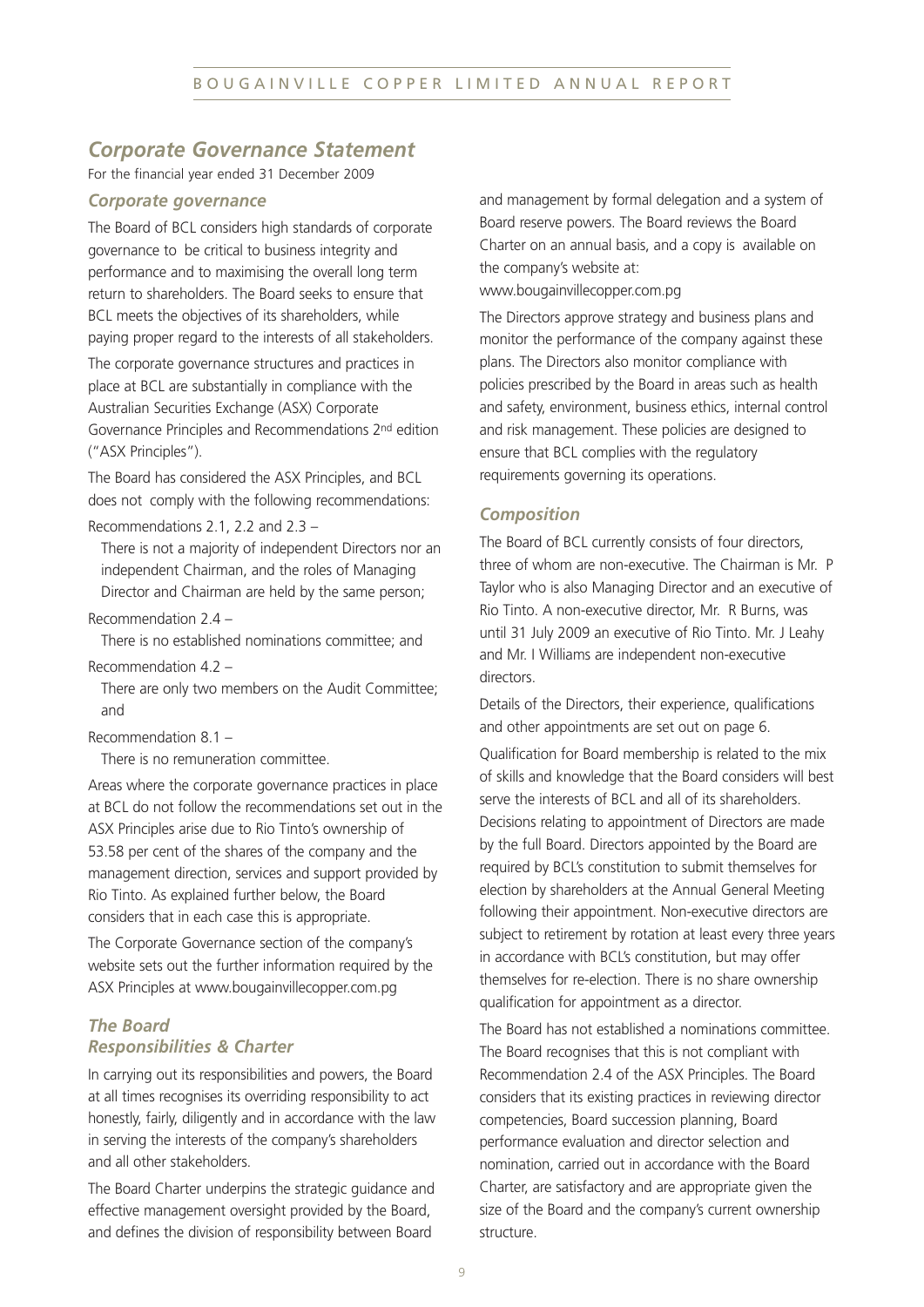# *Corporate Governance Statement*

For the financial year ended 31 December 2009

## *Corporate governance*

The Board of BCL considers high standards of corporate governance to be critical to business integrity and performance and to maximising the overall long term return to shareholders. The Board seeks to ensure that BCL meets the objectives of its shareholders, while paying proper regard to the interests of all stakeholders.

The corporate governance structures and practices in place at BCL are substantially in compliance with the Australian Securities Exchange (ASX) Corporate Governance Principles and Recommendations 2nd edition ("ASX Principles").

The Board has considered the ASX Principles, and BCL does not comply with the following recommendations:

Recommendations 2.1, 2.2 and 2.3 –

There is not a majority of independent Directors nor an independent Chairman, and the roles of Managing Director and Chairman are held by the same person;

Recommendation 2.4 –

There is no established nominations committee; and

Recommendation 4.2 –

There are only two members on the Audit Committee; and

Recommendation 8.1 –

There is no remuneration committee.

Areas where the corporate governance practices in place at BCL do not follow the recommendations set out in the ASX Principles arise due to Rio Tinto's ownership of 53.58 per cent of the shares of the company and the management direction, services and support provided by Rio Tinto. As explained further below, the Board considers that in each case this is appropriate.

The Corporate Governance section of the company's website sets out the further information required by the ASX Principles at www.bougainvillecopper.com.pg

## *The Board*
### *Responsibilities & Charter*

In carrying out its responsibilities and powers, the Board at all times recognises its overriding responsibility to act honestly, fairly, diligently and in accordance with the law in serving the interests of the company's shareholders and all other stakeholders.

The Board Charter underpins the strategic guidance and effective management oversight provided by the Board, and defines the division of responsibility between Board and management by formal delegation and a system of Board reserve powers. The Board reviews the Board Charter on an annual basis, and a copy is available on the company's website at:
www.bougainvillecopper.com.pg

The Directors approve strategy and business plans and monitor the performance of the company against these plans. The Directors also monitor compliance with policies prescribed by the Board in areas such as health and safety, environment, business ethics, internal control and risk management. These policies are designed to ensure that BCL complies with the regulatory requirements governing its operations.

### *Composition*

The Board of BCL currently consists of four directors, three of whom are non-executive. The Chairman is Mr. P Taylor who is also Managing Director and an executive of Rio Tinto. A non-executive director, Mr. R Burns, was until 31 July 2009 an executive of Rio Tinto. Mr. J Leahy and Mr. I Williams are independent non-executive directors.

Details of the Directors, their experience, qualifications and other appointments are set out on page 6.

Qualification for Board membership is related to the mix of skills and knowledge that the Board considers will best serve the interests of BCL and all of its shareholders. Decisions relating to appointment of Directors are made by the full Board. Directors appointed by the Board are required by BCL's constitution to submit themselves for election by shareholders at the Annual General Meeting following their appointment. Non-executive directors are subject to retirement by rotation at least every three years in accordance with BCL's constitution, but may offer themselves for re-election. There is no share ownership qualification for appointment as a director.

The Board has not established a nominations committee. The Board recognises that this is not compliant with Recommendation 2.4 of the ASX Principles. The Board considers that its existing practices in reviewing director competencies, Board succession planning, Board performance evaluation and director selection and nomination, carried out in accordance with the Board Charter, are satisfactory and are appropriate given the size of the Board and the company's current ownership structure.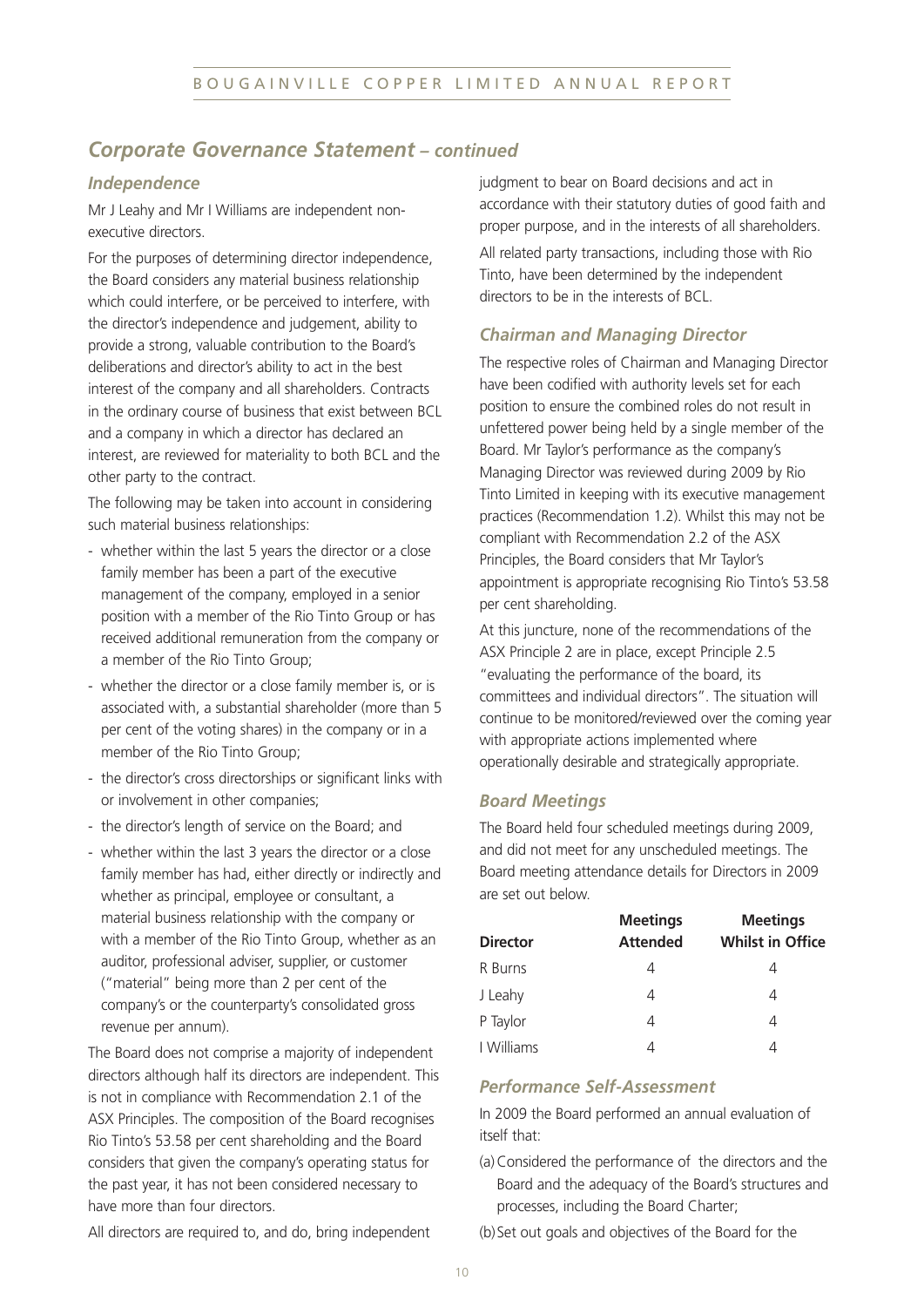## *Corporate Governance Statement – continued*

### *Independence*

Mr J Leahy and Mr I Williams are independent non-executive directors.

For the purposes of determining director independence, the Board considers any material business relationship which could interfere, or be perceived to interfere, with the director's independence and judgement, ability to provide a strong, valuable contribution to the Board's deliberations and director's ability to act in the best interest of the company and all shareholders. Contracts in the ordinary course of business that exist between BCL and a company in which a director has declared an interest, are reviewed for materiality to both BCL and the other party to the contract.

The following may be taken into account in considering such material business relationships:

- whether within the last 5 years the director or a close family member has been a part of the executive management of the company, employed in a senior position with a member of the Rio Tinto Group or has received additional remuneration from the company or a member of the Rio Tinto Group;
- whether the director or a close family member is, or is associated with, a substantial shareholder (more than 5 per cent of the voting shares) in the company or in a member of the Rio Tinto Group;
- the director's cross directorships or significant links with or involvement in other companies;
- the director's length of service on the Board; and
- whether within the last 3 years the director or a close family member has had, either directly or indirectly and whether as principal, employee or consultant, a material business relationship with the company or with a member of the Rio Tinto Group, whether as an auditor, professional adviser, supplier, or customer ("material" being more than 2 per cent of the company's or the counterparty's consolidated gross revenue per annum).

The Board does not comprise a majority of independent directors although half its directors are independent. This is not in compliance with Recommendation 2.1 of the ASX Principles. The composition of the Board recognises Rio Tinto's 53.58 per cent shareholding and the Board considers that given the company's operating status for the past year, it has not been considered necessary to have more than four directors.

All directors are required to, and do, bring independent judgment to bear on Board decisions and act in accordance with their statutory duties of good faith and proper purpose, and in the interests of all shareholders.

All related party transactions, including those with Rio Tinto, have been determined by the independent directors to be in the interests of BCL.

### *Chairman and Managing Director*

The respective roles of Chairman and Managing Director have been codified with authority levels set for each position to ensure the combined roles do not result in unfettered power being held by a single member of the Board. Mr Taylor's performance as the company's Managing Director was reviewed during 2009 by Rio Tinto Limited in keeping with its executive management practices (Recommendation 1.2). Whilst this may not be compliant with Recommendation 2.2 of the ASX Principles, the Board considers that Mr Taylor's appointment is appropriate recognising Rio Tinto's 53.58 per cent shareholding.

At this juncture, none of the recommendations of the ASX Principle 2 are in place, except Principle 2.5 "evaluating the performance of the board, its committees and individual directors". The situation will continue to be monitored/reviewed over the coming year with appropriate actions implemented where operationally desirable and strategically appropriate.

### *Board Meetings*

The Board held four scheduled meetings during 2009, and did not meet for any unscheduled meetings. The Board meeting attendance details for Directors in 2009 are set out below.

| Director | Meetings Attended | Meetings Whilst in Office |
|---|---|---|
| R Burns | 4 | 4 |
| J Leahy | 4 | 4 |
| P Taylor | 4 | 4 |
| I Williams | 4 | 4 |

### *Performance Self-Assessment*

In 2009 the Board performed an annual evaluation of itself that:

(a) Considered the performance of the directors and the Board and the adequacy of the Board's structures and processes, including the Board Charter;

(b) Set out goals and objectives of the Board for the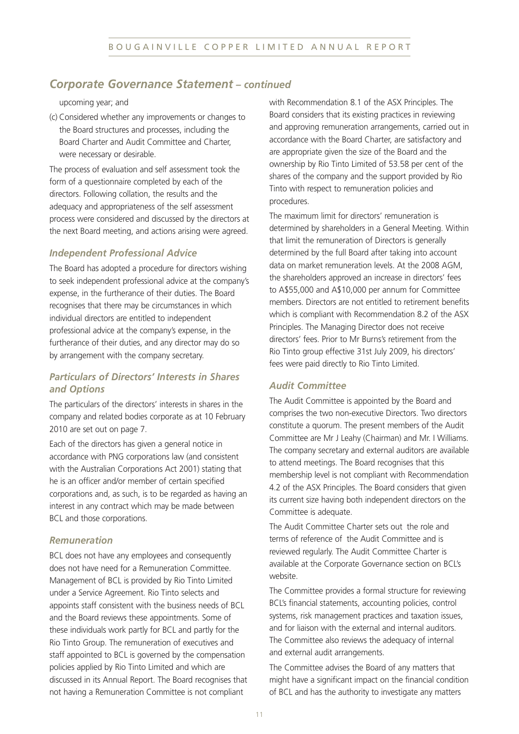## *Corporate Governance Statement – continued*

upcoming year; and

(c) Considered whether any improvements or changes to the Board structures and processes, including the Board Charter and Audit Committee and Charter, were necessary or desirable.

The process of evaluation and self assessment took the form of a questionnaire completed by each of the directors. Following collation, the results and the adequacy and appropriateness of the self assessment process were considered and discussed by the directors at the next Board meeting, and actions arising were agreed.

### *Independent Professional Advice*

The Board has adopted a procedure for directors wishing to seek independent professional advice at the company's expense, in the furtherance of their duties. The Board recognises that there may be circumstances in which individual directors are entitled to independent professional advice at the company's expense, in the furtherance of their duties, and any director may do so by arrangement with the company secretary.

### *Particulars of Directors' Interests in Shares and Options*

The particulars of the directors' interests in shares in the company and related bodies corporate as at 10 February 2010 are set out on page 7.

Each of the directors has given a general notice in accordance with PNG corporations law (and consistent with the Australian Corporations Act 2001) stating that he is an officer and/or member of certain specified corporations and, as such, is to be regarded as having an interest in any contract which may be made between BCL and those corporations.

### *Remuneration*

BCL does not have any employees and consequently does not have need for a Remuneration Committee. Management of BCL is provided by Rio Tinto Limited under a Service Agreement. Rio Tinto selects and appoints staff consistent with the business needs of BCL and the Board reviews these appointments. Some of these individuals work partly for BCL and partly for the Rio Tinto Group. The remuneration of executives and staff appointed to BCL is governed by the compensation policies applied by Rio Tinto Limited and which are discussed in its Annual Report. The Board recognises that not having a Remuneration Committee is not compliant with Recommendation 8.1 of the ASX Principles. The Board considers that its existing practices in reviewing and approving remuneration arrangements, carried out in accordance with the Board Charter, are satisfactory and are appropriate given the size of the Board and the ownership by Rio Tinto Limited of 53.58 per cent of the shares of the company and the support provided by Rio Tinto with respect to remuneration policies and procedures.

The maximum limit for directors' remuneration is determined by shareholders in a General Meeting. Within that limit the remuneration of Directors is generally determined by the full Board after taking into account data on market remuneration levels. At the 2008 AGM, the shareholders approved an increase in directors' fees to A$55,000 and A$10,000 per annum for Committee members. Directors are not entitled to retirement benefits which is compliant with Recommendation 8.2 of the ASX Principles. The Managing Director does not receive directors' fees. Prior to Mr Burns's retirement from the Rio Tinto group effective 31st July 2009, his directors' fees were paid directly to Rio Tinto Limited.

### *Audit Committee*

The Audit Committee is appointed by the Board and comprises the two non-executive Directors. Two directors constitute a quorum. The present members of the Audit Committee are Mr J Leahy (Chairman) and Mr. I Williams. The company secretary and external auditors are available to attend meetings. The Board recognises that this membership level is not compliant with Recommendation 4.2 of the ASX Principles. The Board considers that given its current size having both independent directors on the Committee is adequate.

The Audit Committee Charter sets out the role and terms of reference of the Audit Committee and is reviewed regularly. The Audit Committee Charter is available at the Corporate Governance section on BCL's website.

The Committee provides a formal structure for reviewing BCL's financial statements, accounting policies, control systems, risk management practices and taxation issues, and for liaison with the external and internal auditors. The Committee also reviews the adequacy of internal and external audit arrangements.

The Committee advises the Board of any matters that might have a significant impact on the financial condition of BCL and has the authority to investigate any matters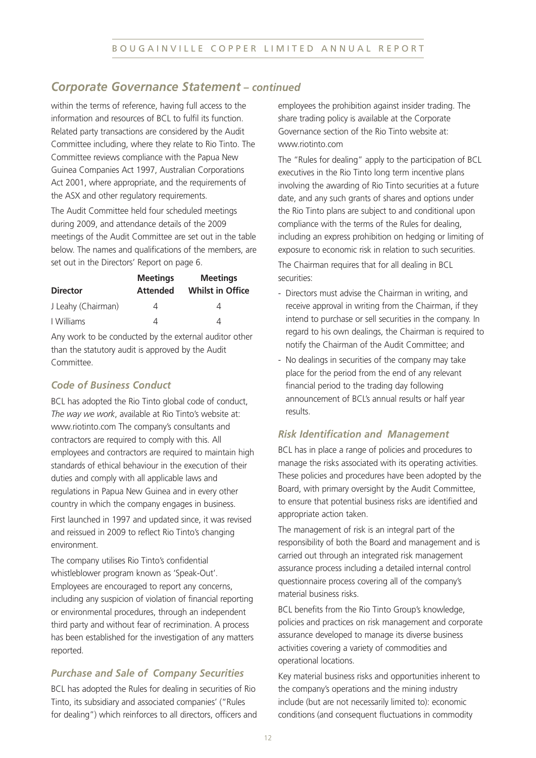## *Corporate Governance Statement – continued*

within the terms of reference, having full access to the information and resources of BCL to fulfil its function. Related party transactions are considered by the Audit Committee including, where they relate to Rio Tinto. The Committee reviews compliance with the Papua New Guinea Companies Act 1997, Australian Corporations Act 2001, where appropriate, and the requirements of the ASX and other regulatory requirements.

The Audit Committee held four scheduled meetings during 2009, and attendance details of the 2009 meetings of the Audit Committee are set out in the table below. The names and qualifications of the members, are set out in the Directors' Report on page 6.

| Director | Meetings Attended | Meetings Whilst in Office |
|---|---|---|
| J Leahy (Chairman) | 4 | 4 |
| I Williams | 4 | 4 |

Any work to be conducted by the external auditor other than the statutory audit is approved by the Audit Committee.

### *Code of Business Conduct*

BCL has adopted the Rio Tinto global code of conduct, *The way we work*, available at Rio Tinto's website at: www.riotinto.com The company's consultants and contractors are required to comply with this. All employees and contractors are required to maintain high standards of ethical behaviour in the execution of their duties and comply with all applicable laws and regulations in Papua New Guinea and in every other country in which the company engages in business.

First launched in 1997 and updated since, it was revised and reissued in 2009 to reflect Rio Tinto's changing environment.

The company utilises Rio Tinto's confidential whistleblower program known as 'Speak-Out'. Employees are encouraged to report any concerns, including any suspicion of violation of financial reporting or environmental procedures, through an independent third party and without fear of recrimination. A process has been established for the investigation of any matters reported.

### *Purchase and Sale of Company Securities*

BCL has adopted the Rules for dealing in securities of Rio Tinto, its subsidiary and associated companies' ("Rules for dealing") which reinforces to all directors, officers and employees the prohibition against insider trading. The share trading policy is available at the Corporate Governance section of the Rio Tinto website at: www.riotinto.com

The "Rules for dealing" apply to the participation of BCL executives in the Rio Tinto long term incentive plans involving the awarding of Rio Tinto securities at a future date, and any such grants of shares and options under the Rio Tinto plans are subject to and conditional upon compliance with the terms of the Rules for dealing, including an express prohibition on hedging or limiting of exposure to economic risk in relation to such securities.

The Chairman requires that for all dealing in BCL securities:

- Directors must advise the Chairman in writing, and receive approval in writing from the Chairman, if they intend to purchase or sell securities in the company. In regard to his own dealings, the Chairman is required to notify the Chairman of the Audit Committee; and
- No dealings in securities of the company may take place for the period from the end of any relevant financial period to the trading day following announcement of BCL's annual results or half year results.

### *Risk Identification and Management*

BCL has in place a range of policies and procedures to manage the risks associated with its operating activities. These policies and procedures have been adopted by the Board, with primary oversight by the Audit Committee, to ensure that potential business risks are identified and appropriate action taken.

The management of risk is an integral part of the responsibility of both the Board and management and is carried out through an integrated risk management assurance process including a detailed internal control questionnaire process covering all of the company's material business risks.

BCL benefits from the Rio Tinto Group's knowledge, policies and practices on risk management and corporate assurance developed to manage its diverse business activities covering a variety of commodities and operational locations.

Key material business risks and opportunities inherent to the company's operations and the mining industry include (but are not necessarily limited to): economic conditions (and consequent fluctuations in commodity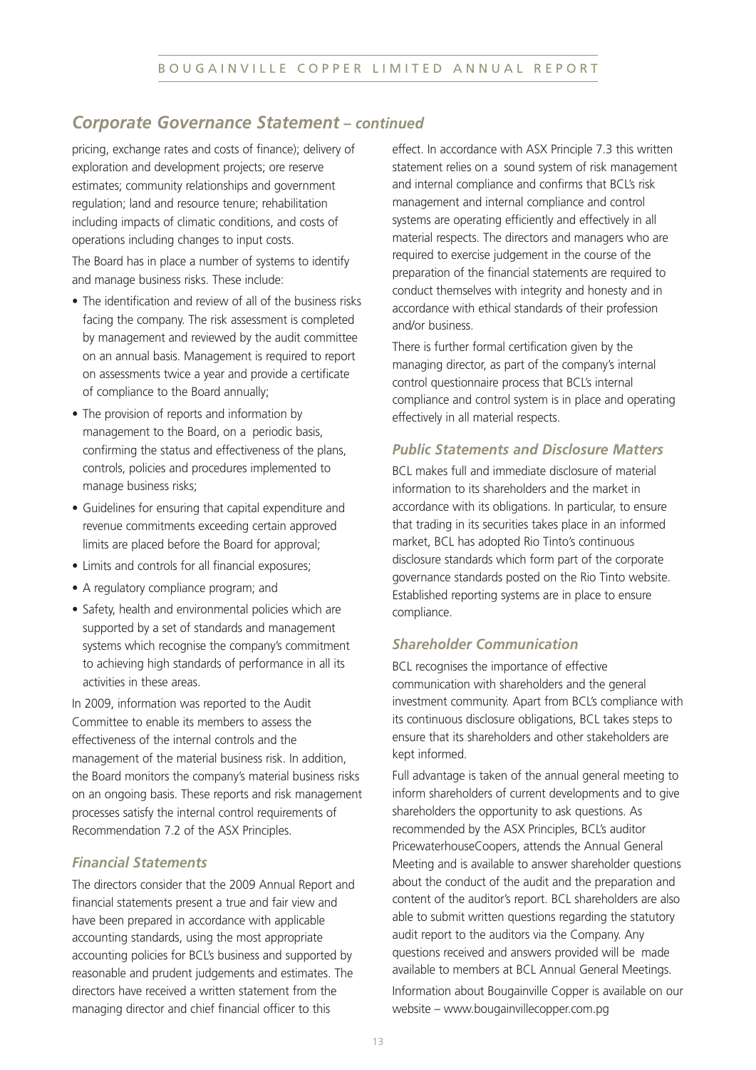## *Corporate Governance Statement – continued*

pricing, exchange rates and costs of finance); delivery of exploration and development projects; ore reserve estimates; community relationships and government regulation; land and resource tenure; rehabilitation including impacts of climatic conditions, and costs of operations including changes to input costs.

The Board has in place a number of systems to identify and manage business risks. These include:

- The identification and review of all of the business risks facing the company. The risk assessment is completed by management and reviewed by the audit committee on an annual basis. Management is required to report on assessments twice a year and provide a certificate of compliance to the Board annually;
- The provision of reports and information by management to the Board, on a periodic basis, confirming the status and effectiveness of the plans, controls, policies and procedures implemented to manage business risks;
- Guidelines for ensuring that capital expenditure and revenue commitments exceeding certain approved limits are placed before the Board for approval;
- Limits and controls for all financial exposures;
- A regulatory compliance program; and
- Safety, health and environmental policies which are supported by a set of standards and management systems which recognise the company's commitment to achieving high standards of performance in all its activities in these areas.

In 2009, information was reported to the Audit Committee to enable its members to assess the effectiveness of the internal controls and the management of the material business risk. In addition, the Board monitors the company's material business risks on an ongoing basis. These reports and risk management processes satisfy the internal control requirements of Recommendation 7.2 of the ASX Principles.

### *Financial Statements*

The directors consider that the 2009 Annual Report and financial statements present a true and fair view and have been prepared in accordance with applicable accounting standards, using the most appropriate accounting policies for BCL's business and supported by reasonable and prudent judgements and estimates. The directors have received a written statement from the managing director and chief financial officer to this effect. In accordance with ASX Principle 7.3 this written statement relies on a sound system of risk management and internal compliance and confirms that BCL's risk management and internal compliance and control systems are operating efficiently and effectively in all material respects. The directors and managers who are required to exercise judgement in the course of the preparation of the financial statements are required to conduct themselves with integrity and honesty and in accordance with ethical standards of their profession and/or business.

There is further formal certification given by the managing director, as part of the company's internal control questionnaire process that BCL's internal compliance and control system is in place and operating effectively in all material respects.

### *Public Statements and Disclosure Matters*

BCL makes full and immediate disclosure of material information to its shareholders and the market in accordance with its obligations. In particular, to ensure that trading in its securities takes place in an informed market, BCL has adopted Rio Tinto's continuous disclosure standards which form part of the corporate governance standards posted on the Rio Tinto website. Established reporting systems are in place to ensure compliance.

### *Shareholder Communication*

BCL recognises the importance of effective communication with shareholders and the general investment community. Apart from BCL's compliance with its continuous disclosure obligations, BCL takes steps to ensure that its shareholders and other stakeholders are kept informed.

Full advantage is taken of the annual general meeting to inform shareholders of current developments and to give shareholders the opportunity to ask questions. As recommended by the ASX Principles, BCL's auditor PricewaterhouseCoopers, attends the Annual General Meeting and is available to answer shareholder questions about the conduct of the audit and the preparation and content of the auditor's report. BCL shareholders are also able to submit written questions regarding the statutory audit report to the auditors via the Company. Any questions received and answers provided will be made available to members at BCL Annual General Meetings.

Information about Bougainville Copper is available on our website – www.bougainvillecopper.com.pg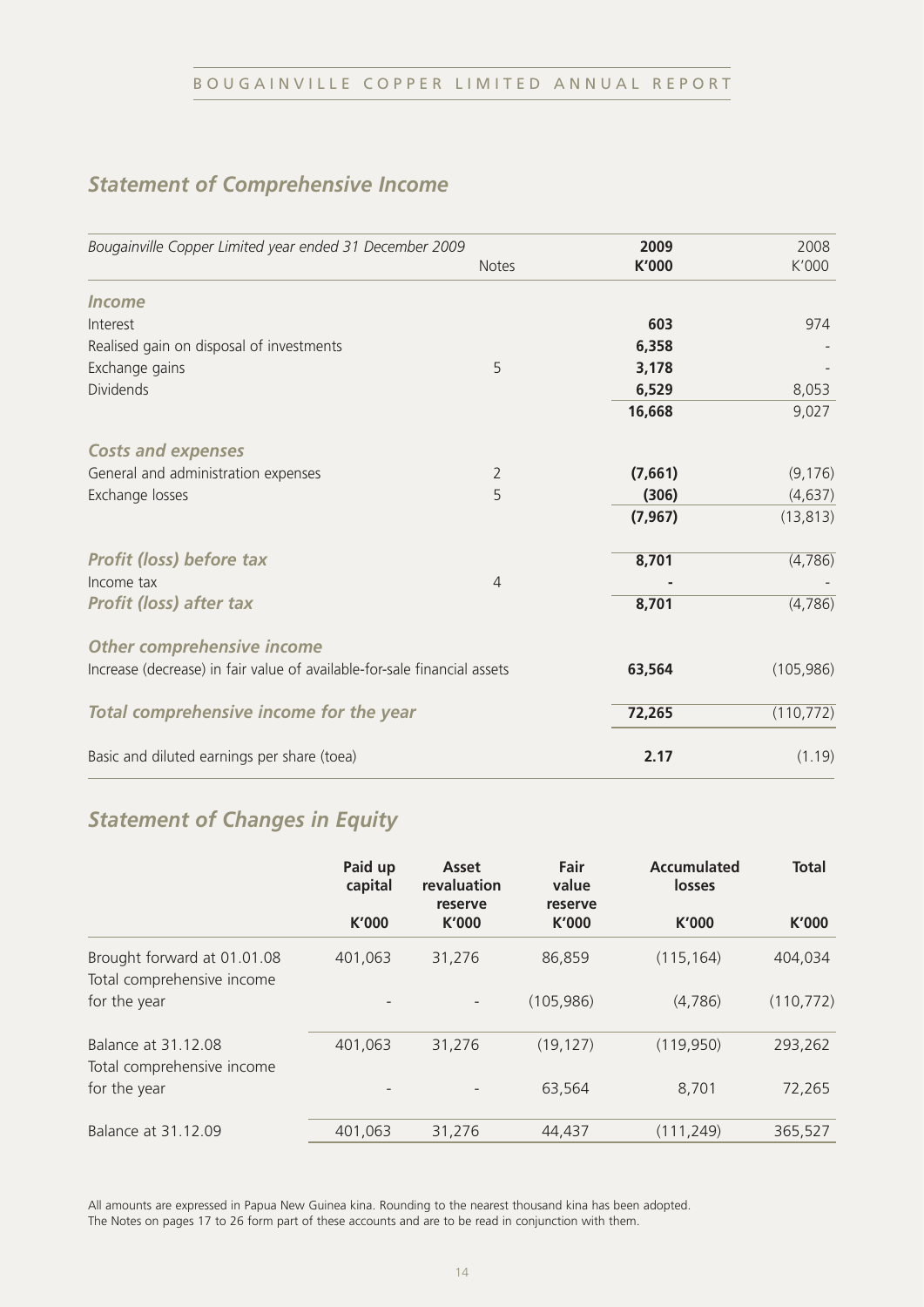## *Statement of Comprehensive Income*

| *Bougainville Copper Limited year ended 31 December 2009* | Notes | **2009 K'000** | 2008 K'000 |
|---|---|---|---|
| ***Income*** | | | |
| Interest | | **603** | 974 |
| Realised gain on disposal of investments | | **6,358** | - |
| Exchange gains | 5 | **3,178** | - |
| Dividends | | **6,529** | 8,053 |
| | | **16,668** | 9,027 |
| ***Costs and expenses*** | | | |
| General and administration expenses | 2 | **(7,661)** | (9,176) |
| Exchange losses | 5 | **(306)** | (4,637) |
| | | **(7,967)** | (13,813) |
| ***Profit (loss) before tax*** | | **8,701** | (4,786) |
| Income tax | 4 | **-** | - |
| ***Profit (loss) after tax*** | | **8,701** | (4,786) |
| ***Other comprehensive income*** | | | |
| Increase (decrease) in fair value of available-for-sale financial assets | | **63,564** | (105,986) |
| ***Total comprehensive income for the year*** | | **72,265** | (110,772) |
| Basic and diluted earnings per share (toea) | | **2.17** | (1.19) |

## *Statement of Changes in Equity*

| | **Paid up capital K'000** | **Asset revaluation reserve K'000** | **Fair value reserve K'000** | **Accumulated losses K'000** | **Total K'000** |
|---|---|---|---|---|---|
| Brought forward at 01.01.08 | 401,063 | 31,276 | 86,859 | (115,164) | 404,034 |
| Total comprehensive income for the year | - | - | (105,986) | (4,786) | (110,772) |
| Balance at 31.12.08 | 401,063 | 31,276 | (19,127) | (119,950) | 293,262 |
| Total comprehensive income for the year | - | - | 63,564 | 8,701 | 72,265 |
| Balance at 31.12.09 | 401,063 | 31,276 | 44,437 | (111,249) | 365,527 |

All amounts are expressed in Papua New Guinea kina. Rounding to the nearest thousand kina has been adopted.
The Notes on pages 17 to 26 form part of these accounts and are to be read in conjunction with them.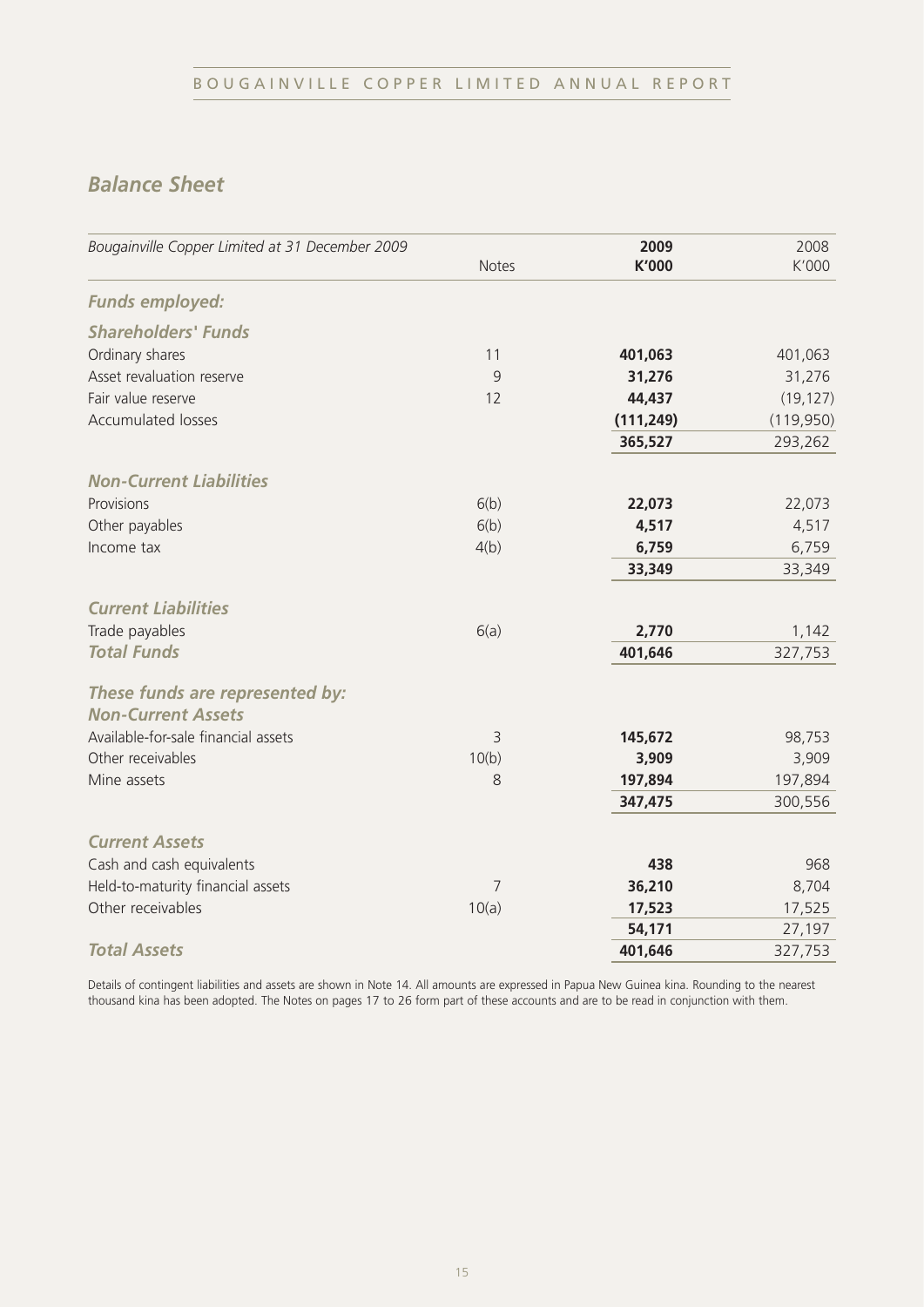## *Balance Sheet*

| *Bougainville Copper Limited at 31 December 2009* | Notes | **2009 K'000** | 2008 K'000 |
|---|---|---|---|
| ***Funds employed:*** | | | |
| ***Shareholders' Funds*** | | | |
| Ordinary shares | 11 | **401,063** | 401,063 |
| Asset revaluation reserve | 9 | **31,276** | 31,276 |
| Fair value reserve | 12 | **44,437** | (19,127) |
| Accumulated losses | | **(111,249)** | (119,950) |
| | | **365,527** | 293,262 |
| ***Non-Current Liabilities*** | | | |
| Provisions | 6(b) | **22,073** | 22,073 |
| Other payables | 6(b) | **4,517** | 4,517 |
| Income tax | 4(b) | **6,759** | 6,759 |
| | | **33,349** | 33,349 |
| ***Current Liabilities*** | | | |
| Trade payables | 6(a) | **2,770** | 1,142 |
| ***Total Funds*** | | **401,646** | 327,753 |
| ***These funds are represented by:*** | | | |
| ***Non-Current Assets*** | | | |
| Available-for-sale financial assets | 3 | **145,672** | 98,753 |
| Other receivables | 10(b) | **3,909** | 3,909 |
| Mine assets | 8 | **197,894** | 197,894 |
| | | **347,475** | 300,556 |
| ***Current Assets*** | | | |
| Cash and cash equivalents | | **438** | 968 |
| Held-to-maturity financial assets | 7 | **36,210** | 8,704 |
| Other receivables | 10(a) | **17,523** | 17,525 |
| | | **54,171** | 27,197 |
| ***Total Assets*** | | **401,646** | 327,753 |

Details of contingent liabilities and assets are shown in Note 14. All amounts are expressed in Papua New Guinea kina. Rounding to the nearest thousand kina has been adopted. The Notes on pages 17 to 26 form part of these accounts and are to be read in conjunction with them.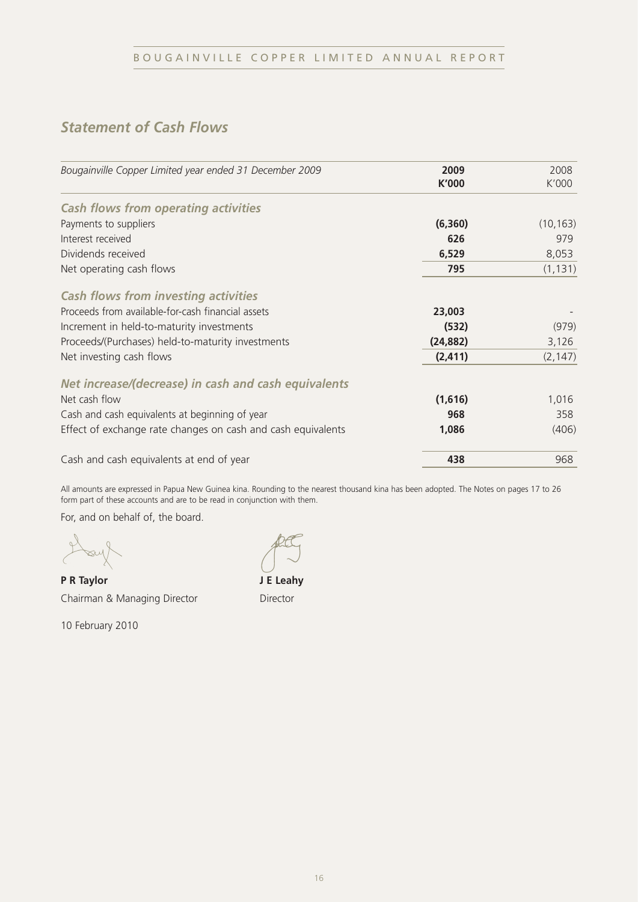## *Statement of Cash Flows*

| *Bougainville Copper Limited year ended 31 December 2009* | **2009** **K'000** | 2008 K'000 |
|---|---|---|
| ***Cash flows from operating activities*** | | |
| Payments to suppliers | **(6,360)** | (10,163) |
| Interest received | **626** | 979 |
| Dividends received | **6,529** | 8,053 |
| Net operating cash flows | **795** | (1,131) |
| ***Cash flows from investing activities*** | | |
| Proceeds from available-for-cash financial assets | **23,003** | - |
| Increment in held-to-maturity investments | **(532)** | (979) |
| Proceeds/(Purchases) held-to-maturity investments | **(24,882)** | 3,126 |
| Net investing cash flows | **(2,411)** | (2,147) |
| ***Net increase/(decrease) in cash and cash equivalents*** | | |
| Net cash flow | **(1,616)** | 1,016 |
| Cash and cash equivalents at beginning of year | **968** | 358 |
| Effect of exchange rate changes on cash and cash equivalents | **1,086** | (406) |
| Cash and cash equivalents at end of year | **438** | 968 |

All amounts are expressed in Papua New Guinea kina. Rounding to the nearest thousand kina has been adopted. The Notes on pages 17 to 26 form part of these accounts and are to be read in conjunction with them.

For, and on behalf of, the board.

**P R Taylor**
Chairman & Managing Director

**J E Leahy**
Director

10 February 2010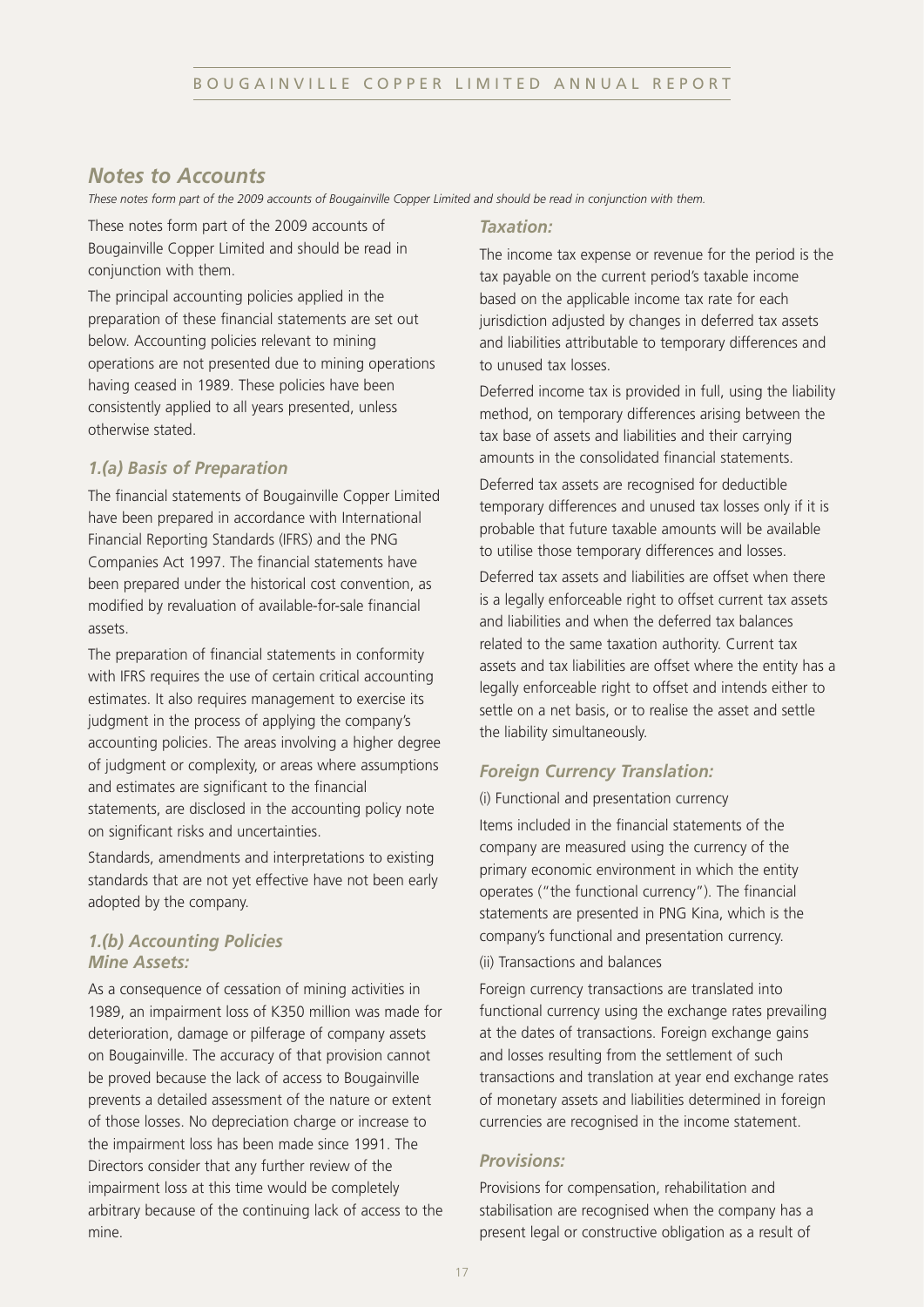## *Notes to Accounts*

*These notes form part of the 2009 accounts of Bougainville Copper Limited and should be read in conjunction with them.*

These notes form part of the 2009 accounts of Bougainville Copper Limited and should be read in conjunction with them.

The principal accounting policies applied in the preparation of these financial statements are set out below. Accounting policies relevant to mining operations are not presented due to mining operations having ceased in 1989. These policies have been consistently applied to all years presented, unless otherwise stated.

### *1.(a) Basis of Preparation*

The financial statements of Bougainville Copper Limited have been prepared in accordance with International Financial Reporting Standards (IFRS) and the PNG Companies Act 1997. The financial statements have been prepared under the historical cost convention, as modified by revaluation of available-for-sale financial assets.

The preparation of financial statements in conformity with IFRS requires the use of certain critical accounting estimates. It also requires management to exercise its judgment in the process of applying the company's accounting policies. The areas involving a higher degree of judgment or complexity, or areas where assumptions and estimates are significant to the financial statements, are disclosed in the accounting policy note on significant risks and uncertainties.

Standards, amendments and interpretations to existing standards that are not yet effective have not been early adopted by the company.

### *1.(b) Accounting Policies*

#### *Mine Assets:*

As a consequence of cessation of mining activities in 1989, an impairment loss of K350 million was made for deterioration, damage or pilferage of company assets on Bougainville. The accuracy of that provision cannot be proved because the lack of access to Bougainville prevents a detailed assessment of the nature or extent of those losses. No depreciation charge or increase to the impairment loss has been made since 1991. The Directors consider that any further review of the impairment loss at this time would be completely arbitrary because of the continuing lack of access to the mine.

#### *Taxation:*

The income tax expense or revenue for the period is the tax payable on the current period's taxable income based on the applicable income tax rate for each jurisdiction adjusted by changes in deferred tax assets and liabilities attributable to temporary differences and to unused tax losses.

Deferred income tax is provided in full, using the liability method, on temporary differences arising between the tax base of assets and liabilities and their carrying amounts in the consolidated financial statements.

Deferred tax assets are recognised for deductible temporary differences and unused tax losses only if it is probable that future taxable amounts will be available to utilise those temporary differences and losses.

Deferred tax assets and liabilities are offset when there is a legally enforceable right to offset current tax assets and liabilities and when the deferred tax balances related to the same taxation authority. Current tax assets and tax liabilities are offset where the entity has a legally enforceable right to offset and intends either to settle on a net basis, or to realise the asset and settle the liability simultaneously.

#### *Foreign Currency Translation:*

(i) Functional and presentation currency

Items included in the financial statements of the company are measured using the currency of the primary economic environment in which the entity operates ("the functional currency"). The financial statements are presented in PNG Kina, which is the company's functional and presentation currency.

(ii) Transactions and balances

Foreign currency transactions are translated into functional currency using the exchange rates prevailing at the dates of transactions. Foreign exchange gains and losses resulting from the settlement of such transactions and translation at year end exchange rates of monetary assets and liabilities determined in foreign currencies are recognised in the income statement.

#### *Provisions:*

Provisions for compensation, rehabilitation and stabilisation are recognised when the company has a present legal or constructive obligation as a result of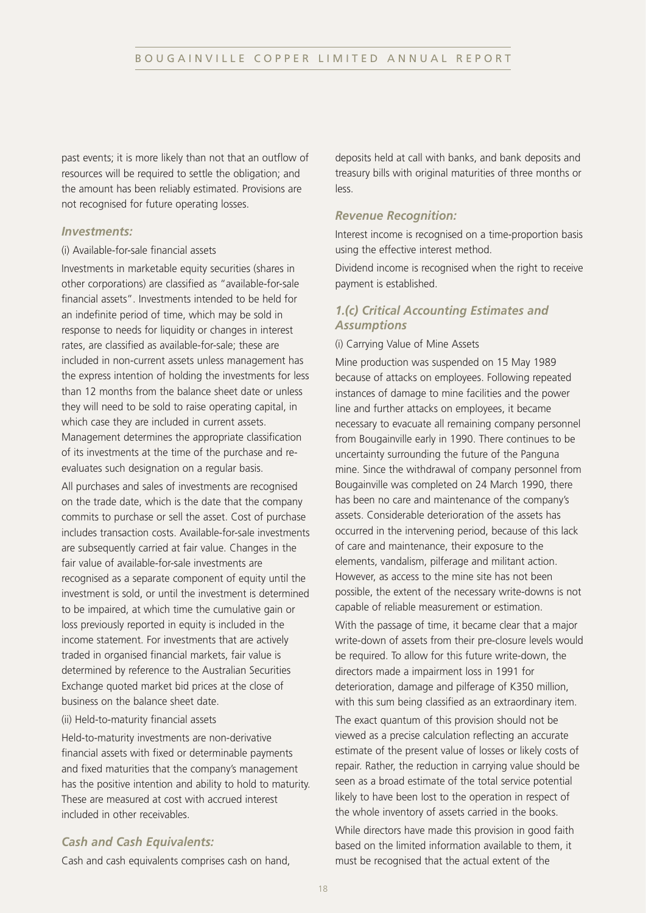past events; it is more likely than not that an outflow of resources will be required to settle the obligation; and the amount has been reliably estimated. Provisions are not recognised for future operating losses.

### *Investments:*

(i) Available-for-sale financial assets

Investments in marketable equity securities (shares in other corporations) are classified as "available-for-sale financial assets". Investments intended to be held for an indefinite period of time, which may be sold in response to needs for liquidity or changes in interest rates, are classified as available-for-sale; these are included in non-current assets unless management has the express intention of holding the investments for less than 12 months from the balance sheet date or unless they will need to be sold to raise operating capital, in which case they are included in current assets. Management determines the appropriate classification of its investments at the time of the purchase and re-evaluates such designation on a regular basis.

All purchases and sales of investments are recognised on the trade date, which is the date that the company commits to purchase or sell the asset. Cost of purchase includes transaction costs. Available-for-sale investments are subsequently carried at fair value. Changes in the fair value of available-for-sale investments are recognised as a separate component of equity until the investment is sold, or until the investment is determined to be impaired, at which time the cumulative gain or loss previously reported in equity is included in the income statement. For investments that are actively traded in organised financial markets, fair value is determined by reference to the Australian Securities Exchange quoted market bid prices at the close of business on the balance sheet date.

(ii) Held-to-maturity financial assets

Held-to-maturity investments are non-derivative financial assets with fixed or determinable payments and fixed maturities that the company's management has the positive intention and ability to hold to maturity. These are measured at cost with accrued interest included in other receivables.

### *Cash and Cash Equivalents:*

Cash and cash equivalents comprises cash on hand, deposits held at call with banks, and bank deposits and treasury bills with original maturities of three months or less.

### *Revenue Recognition:*

Interest income is recognised on a time-proportion basis using the effective interest method.

Dividend income is recognised when the right to receive payment is established.

## *1.(c) Critical Accounting Estimates and Assumptions*

(i) Carrying Value of Mine Assets

Mine production was suspended on 15 May 1989 because of attacks on employees. Following repeated instances of damage to mine facilities and the power line and further attacks on employees, it became necessary to evacuate all remaining company personnel from Bougainville early in 1990. There continues to be uncertainty surrounding the future of the Panguna mine. Since the withdrawal of company personnel from Bougainville was completed on 24 March 1990, there has been no care and maintenance of the company's assets. Considerable deterioration of the assets has occurred in the intervening period, because of this lack of care and maintenance, their exposure to the elements, vandalism, pilferage and militant action. However, as access to the mine site has not been possible, the extent of the necessary write-downs is not capable of reliable measurement or estimation.

With the passage of time, it became clear that a major write-down of assets from their pre-closure levels would be required. To allow for this future write-down, the directors made a impairment loss in 1991 for deterioration, damage and pilferage of K350 million, with this sum being classified as an extraordinary item.

The exact quantum of this provision should not be viewed as a precise calculation reflecting an accurate estimate of the present value of losses or likely costs of repair. Rather, the reduction in carrying value should be seen as a broad estimate of the total service potential likely to have been lost to the operation in respect of the whole inventory of assets carried in the books.

While directors have made this provision in good faith based on the limited information available to them, it must be recognised that the actual extent of the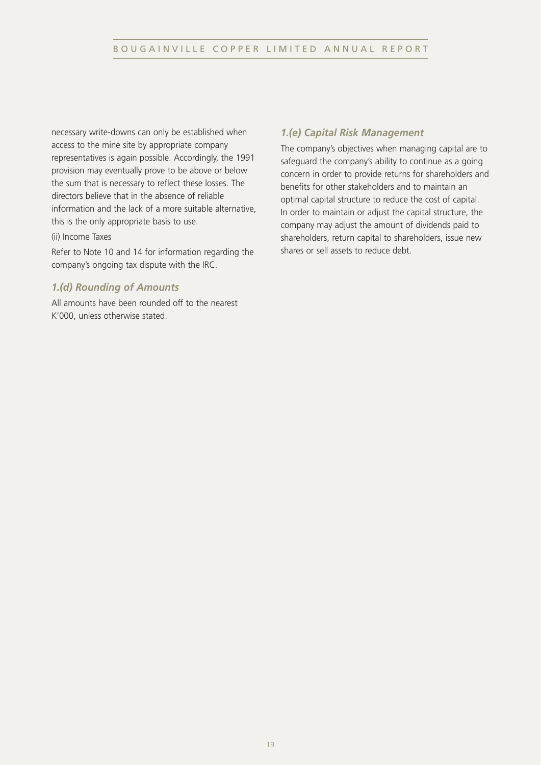necessary write-downs can only be established when access to the mine site by appropriate company representatives is again possible. Accordingly, the 1991 provision may eventually prove to be above or below the sum that is necessary to reflect these losses. The directors believe that in the absence of reliable information and the lack of a more suitable alternative, this is the only appropriate basis to use.

(ii) Income Taxes

Refer to Note 10 and 14 for information regarding the company's ongoing tax dispute with the IRC.

### *1.(d) Rounding of Amounts*

All amounts have been rounded off to the nearest K'000, unless otherwise stated.

### *1.(e) Capital Risk Management*

The company's objectives when managing capital are to safeguard the company's ability to continue as a going concern in order to provide returns for shareholders and benefits for other stakeholders and to maintain an optimal capital structure to reduce the cost of capital. In order to maintain or adjust the capital structure, the company may adjust the amount of dividends paid to shareholders, return capital to shareholders, issue new shares or sell assets to reduce debt.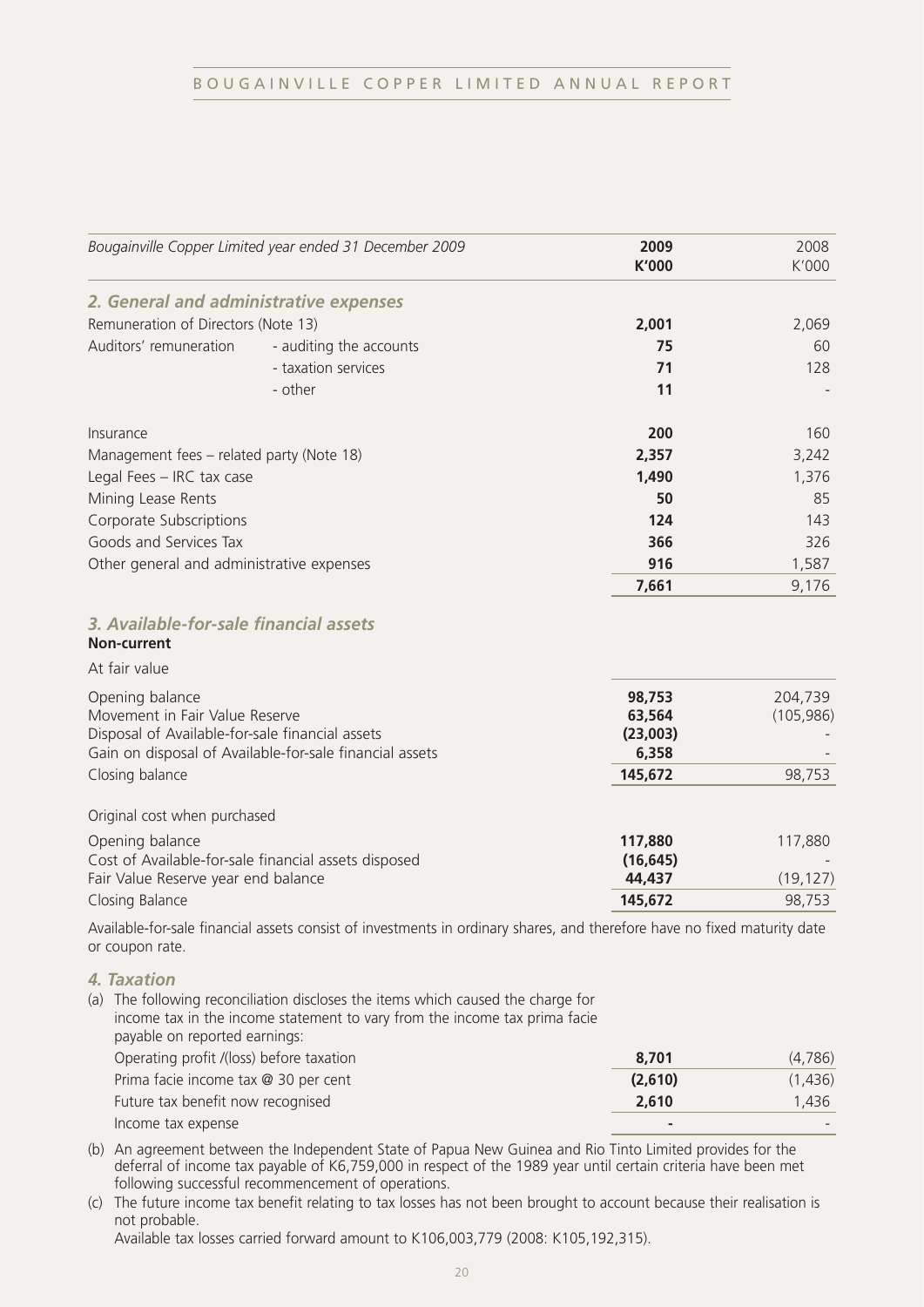| Bougainville Copper Limited year ended 31 December 2009 | | 2009 K'000 | 2008 K'000 |
|---|---|---|---|
| ***2. General and administrative expenses*** | | | |
| Remuneration of Directors (Note 13) | | **2,001** | 2,069 |
| Auditors' remuneration | - auditing the accounts | **75** | 60 |
| | - taxation services | **71** | 128 |
| | - other | **11** | - |
| Insurance | | **200** | 160 |
| Management fees – related party (Note 18) | | **2,357** | 3,242 |
| Legal Fees – IRC tax case | | **1,490** | 1,376 |
| Mining Lease Rents | | **50** | 85 |
| Corporate Subscriptions | | **124** | 143 |
| Goods and Services Tax | | **366** | 326 |
| Other general and administrative expenses | | **916** | 1,587 |
| | | **7,661** | 9,176 |

### *3. Available-for-sale financial assets*

**Non-current**

| At fair value | 2009 K'000 | 2008 K'000 |
|---|---|---|
| Opening balance | **98,753** | 204,739 |
| Movement in Fair Value Reserve | **63,564** | (105,986) |
| Disposal of Available-for-sale financial assets | **(23,003)** | - |
| Gain on disposal of Available-for-sale financial assets | **6,358** | - |
| Closing balance | **145,672** | 98,753 |

| Original cost when purchased | 2009 K'000 | 2008 K'000 |
|---|---|---|
| Opening balance | **117,880** | 117,880 |
| Cost of Available-for-sale financial assets disposed | **(16,645)** | - |
| Fair Value Reserve year end balance | **44,437** | (19,127) |
| Closing Balance | **145,672** | 98,753 |

Available-for-sale financial assets consist of investments in ordinary shares, and therefore have no fixed maturity date or coupon rate.

### *4. Taxation*

(a) The following reconciliation discloses the items which caused the charge for income tax in the income statement to vary from the income tax prima facie payable on reported earnings:

| | 2009 K'000 | 2008 K'000 |
|---|---|---|
| Operating profit /(loss) before taxation | **8,701** | (4,786) |
| Prima facie income tax @ 30 per cent | **(2,610)** | (1,436) |
| Future tax benefit now recognised | **2,610** | 1,436 |
| Income tax expense | **-** | - |

(b) An agreement between the Independent State of Papua New Guinea and Rio Tinto Limited provides for the deferral of income tax payable of K6,759,000 in respect of the 1989 year until certain criteria have been met following successful recommencement of operations.

(c) The future income tax benefit relating to tax losses has not been brought to account because their realisation is not probable.
Available tax losses carried forward amount to K106,003,779 (2008: K105,192,315).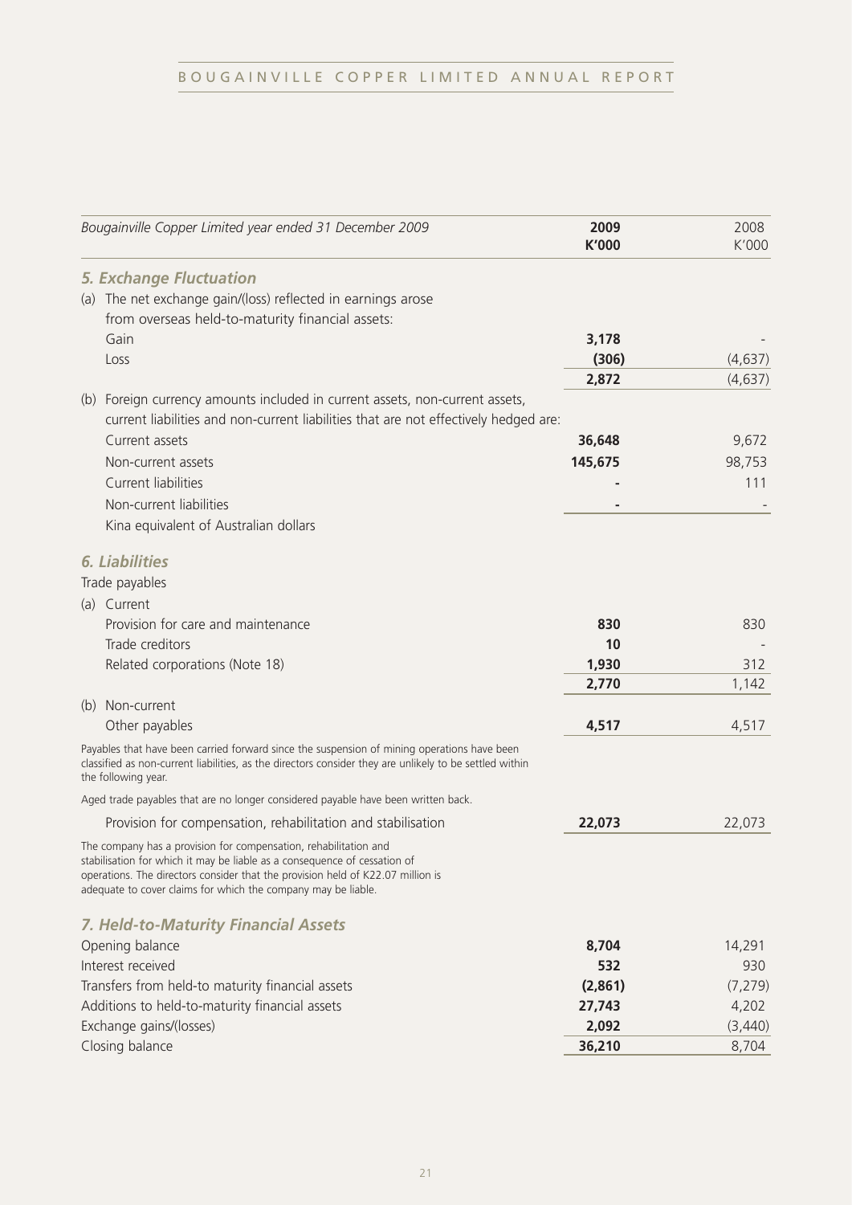| Bougainville Copper Limited year ended 31 December 2009 | 2009<br>K'000 | 2008<br>K'000 |
|---|---|---|
| ***5. Exchange Fluctuation*** | | |
| (a) The net exchange gain/(loss) reflected in earnings arose from overseas held-to-maturity financial assets: | | |
| Gain | **3,178** | - |
| Loss | **(306)** | (4,637) |
| | **2,872** | (4,637) |
| (b) Foreign currency amounts included in current assets, non-current assets, current liabilities and non-current liabilities that are not effectively hedged are: | | |
| Current assets | **36,648** | 9,672 |
| Non-current assets | **145,675** | 98,753 |
| Current liabilities | **-** | 111 |
| Non-current liabilities | **-** | - |
| Kina equivalent of Australian dollars | | |
| ***6. Liabilities*** | | |
| Trade payables | | |
| (a) Current | | |
| Provision for care and maintenance | **830** | 830 |
| Trade creditors | **10** | - |
| Related corporations (Note 18) | **1,930** | 312 |
| | **2,770** | 1,142 |
| (b) Non-current | | |
| Other payables | **4,517** | 4,517 |

Payables that have been carried forward since the suspension of mining operations have been classified as non-current liabilities, as the directors consider they are unlikely to be settled within the following year.

Aged trade payables that are no longer considered payable have been written back.

| | 2009<br>K'000 | 2008<br>K'000 |
|---|---|---|
| Provision for compensation, rehabilitation and stabilisation | **22,073** | 22,073 |

The company has a provision for compensation, rehabilitation and stabilisation for which it may be liable as a consequence of cessation of operations. The directors consider that the provision held of K22.07 million is adequate to cover claims for which the company may be liable.

| ***7. Held-to-Maturity Financial Assets*** | 2009<br>K'000 | 2008<br>K'000 |
|---|---|---|
| Opening balance | **8,704** | 14,291 |
| Interest received | **532** | 930 |
| Transfers from held-to maturity financial assets | **(2,861)** | (7,279) |
| Additions to held-to-maturity financial assets | **27,743** | 4,202 |
| Exchange gains/(losses) | **2,092** | (3,440) |
| Closing balance | **36,210** | 8,704 |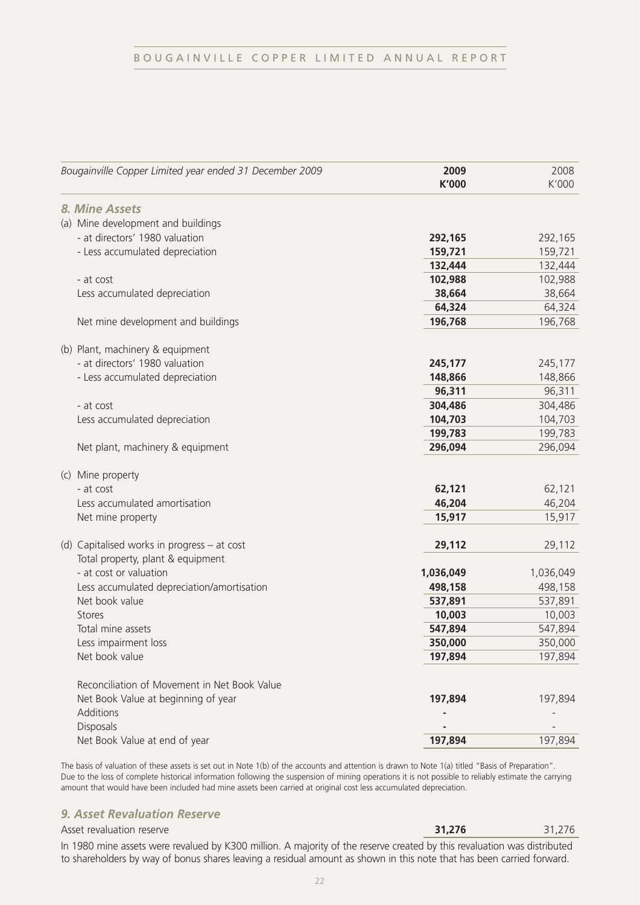| Bougainville Copper Limited year ended 31 December 2009 | 2009 K'000 | 2008 K'000 |
|---|---|---|
| ***8. Mine Assets*** | | |
| (a) Mine development and buildings | | |
| - at directors' 1980 valuation | **292,165** | 292,165 |
| - Less accumulated depreciation | **159,721** | 159,721 |
| | **132,444** | 132,444 |
| - at cost | **102,988** | 102,988 |
| Less accumulated depreciation | **38,664** | 38,664 |
| | **64,324** | 64,324 |
| Net mine development and buildings | **196,768** | 196,768 |
| (b) Plant, machinery & equipment | | |
| - at directors' 1980 valuation | **245,177** | 245,177 |
| - Less accumulated depreciation | **148,866** | 148,866 |
| | **96,311** | 96,311 |
| - at cost | **304,486** | 304,486 |
| Less accumulated depreciation | **104,703** | 104,703 |
| | **199,783** | 199,783 |
| Net plant, machinery & equipment | **296,094** | 296,094 |
| (c) Mine property | | |
| - at cost | **62,121** | 62,121 |
| Less accumulated amortisation | **46,204** | 46,204 |
| Net mine property | **15,917** | 15,917 |
| (d) Capitalised works in progress – at cost | **29,112** | 29,112 |
| Total property, plant & equipment | | |
| - at cost or valuation | **1,036,049** | 1,036,049 |
| Less accumulated depreciation/amortisation | **498,158** | 498,158 |
| Net book value | **537,891** | 537,891 |
| Stores | **10,003** | 10,003 |
| Total mine assets | **547,894** | 547,894 |
| Less impairment loss | **350,000** | 350,000 |
| Net book value | **197,894** | 197,894 |
| Reconciliation of Movement in Net Book Value | | |
| Net Book Value at beginning of year | **197,894** | 197,894 |
| Additions | **-** | - |
| Disposals | **-** | - |
| Net Book Value at end of year | **197,894** | 197,894 |

The basis of valuation of these assets is set out in Note 1(b) of the accounts and attention is drawn to Note 1(a) titled "Basis of Preparation". Due to the loss of complete historical information following the suspension of mining operations it is not possible to reliably estimate the carrying amount that would have been included had mine assets been carried at original cost less accumulated depreciation.

### *9. Asset Revaluation Reserve*

| | 2009 | 2008 |
|---|---|---|
| Asset revaluation reserve | **31,276** | 31,276 |

In 1980 mine assets were revalued by K300 million. A majority of the reserve created by this revaluation was distributed to shareholders by way of bonus shares leaving a residual amount as shown in this note that has been carried forward.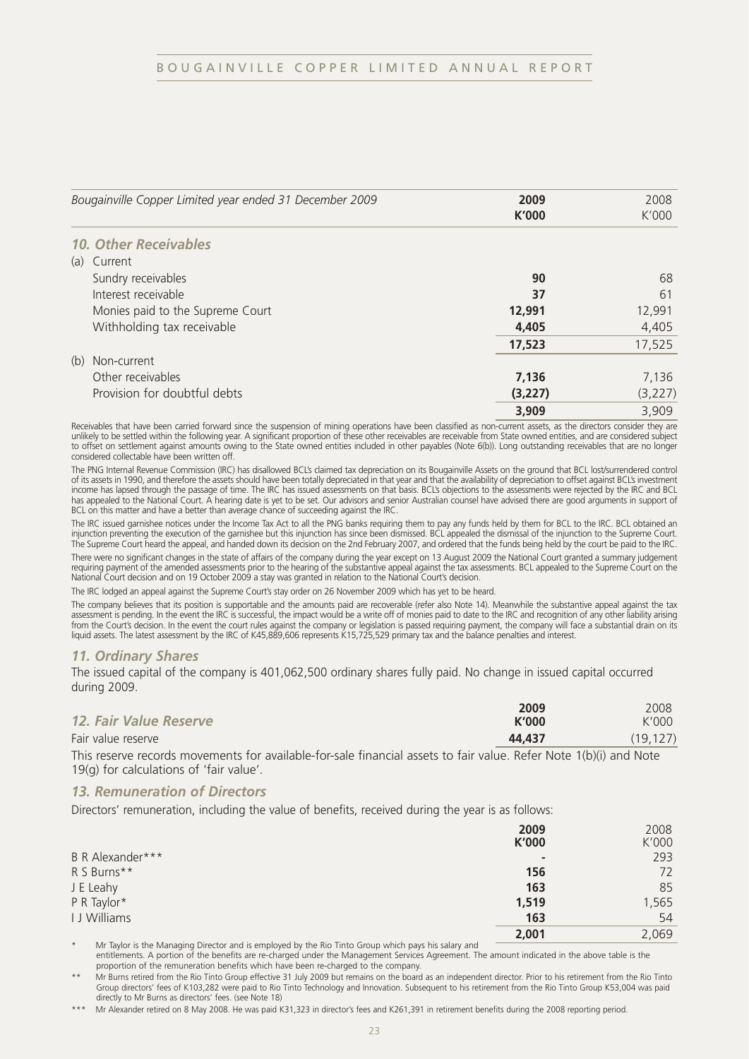| Bougainville Copper Limited year ended 31 December 2009 | 2009 K'000 | 2008 K'000 |
|---|---|---|
| ***10. Other Receivables*** | | |
| (a) Current | | |
| Sundry receivables | **90** | 68 |
| Interest receivable | **37** | 61 |
| Monies paid to the Supreme Court | **12,991** | 12,991 |
| Withholding tax receivable | **4,405** | 4,405 |
| | **17,523** | 17,525 |
| (b) Non-current | | |
| Other receivables | **7,136** | 7,136 |
| Provision for doubtful debts | **(3,227)** | (3,227) |
| | **3,909** | 3,909 |

Receivables that have been carried forward since the suspension of mining operations have been classified as non-current assets, as the directors consider they are unlikely to be settled within the following year. A significant proportion of these other receivables are receivable from State owned entities, and are considered subject to offset on settlement against amounts owing to the State owned entities included in other payables (Note 6(b)). Long outstanding receivables that are no longer considered collectable have been written off.

The PNG Internal Revenue Commission (IRC) has disallowed BCL's claimed tax depreciation on its Bougainville Assets on the ground that BCL lost/surrendered control of its assets in 1990, and therefore the assets should have been totally depreciated in that year and that the availability of depreciation to offset against BCL's investment income has lapsed through the passage of time. The IRC has issued assessments on that basis. BCL's objections to the assessments were rejected by the IRC and BCL has appealed to the National Court. A hearing date is yet to be set. Our advisors and senior Australian counsel have advised there are good arguments in support of BCL on this matter and have a better than average chance of succeeding against the IRC.

The IRC issued garnishee notices under the Income Tax Act to all the PNG banks requiring them to pay any funds held by them for BCL to the IRC. BCL obtained an injunction preventing the execution of the garnishee but this injunction has since been dismissed. BCL appealed the dismissal of the injunction to the Supreme Court. The Supreme Court heard the appeal, and handed down its decision on the 2nd February 2007, and ordered that the funds being held by the court be paid to the IRC.

There were no significant changes in the state of affairs of the company during the year except on 13 August 2009 the National Court granted a summary judgement requiring payment of the amended assessments prior to the hearing of the substantive appeal against the tax assessments. BCL appealed to the Supreme Court on the National Court decision and on 19 October 2009 a stay was granted in relation to the National Court's decision.

The IRC lodged an appeal against the Supreme Court's stay order on 26 November 2009 which has yet to be heard.

The company believes that its position is supportable and the amounts paid are recoverable (refer also Note 14). Meanwhile the substantive appeal against the tax assessment is pending. In the event the IRC is successful, the impact would be a write off of monies paid to date to the IRC and recognition of any other liability arising from the Court's decision. In the event the court rules against the company or legislation is passed requiring payment, the company will face a substantial drain on its liquid assets. The latest assessment by the IRC of K45,889,606 represents K15,725,529 primary tax and the balance penalties and interest.

### *11. Ordinary Shares*

The issued capital of the company is 401,062,500 ordinary shares fully paid. No change in issued capital occurred during 2009.

### *12. Fair Value Reserve*

| | 2009 K'000 | 2008 K'000 |
|---|---|---|
| Fair value reserve | **44,437** | (19,127) |

This reserve records movements for available-for-sale financial assets to fair value. Refer Note 1(b)(i) and Note 19(g) for calculations of 'fair value'.

### *13. Remuneration of Directors*

Directors' remuneration, including the value of benefits, received during the year is as follows:

| | 2009 K'000 | 2008 K'000 |
|---|---|---|
| B R Alexander*** | **-** | 293 |
| R S Burns** | **156** | 72 |
| J E Leahy | **163** | 85 |
| P R Taylor* | **1,519** | 1,565 |
| I J Williams | **163** | 54 |
| | **2,001** | 2,069 |

\* Mr Taylor is the Managing Director and is employed by the Rio Tinto Group which pays his salary and entitlements. A portion of the benefits are re-charged under the Management Services Agreement. The amount indicated in the above table is the proportion of the remuneration benefits which have been re-charged to the company.

\** Mr Burns retired from the Rio Tinto Group effective 31 July 2009 but remains on the board as an independent director. Prior to his retirement from the Rio Tinto Group directors' fees of K103,282 were paid to Rio Tinto Technology and Innovation. Subsequent to his retirement from the Rio Tinto Group K53,004 was paid directly to Mr Burns as directors' fees. (see Note 18)

\*** Mr Alexander retired on 8 May 2008. He was paid K31,323 in director's fees and K261,391 in retirement benefits during the 2008 reporting period.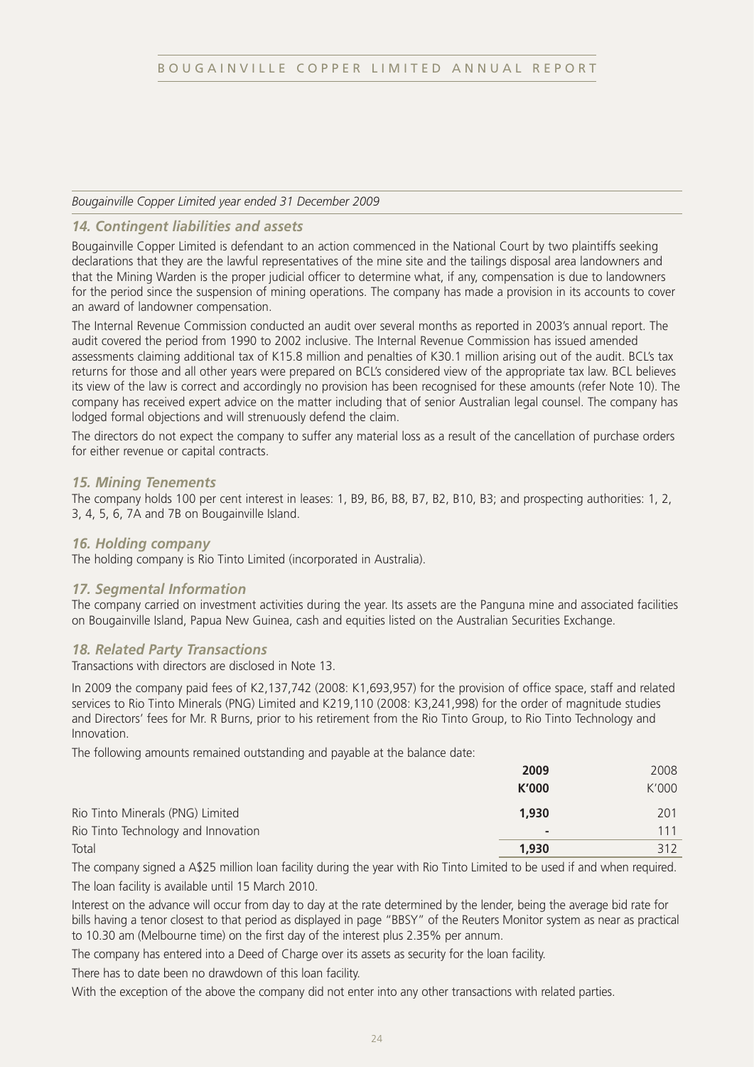*Bougainville Copper Limited year ended 31 December 2009*

## *14. Contingent liabilities and assets*

Bougainville Copper Limited is defendant to an action commenced in the National Court by two plaintiffs seeking declarations that they are the lawful representatives of the mine site and the tailings disposal area landowners and that the Mining Warden is the proper judicial officer to determine what, if any, compensation is due to landowners for the period since the suspension of mining operations. The company has made a provision in its accounts to cover an award of landowner compensation.

The Internal Revenue Commission conducted an audit over several months as reported in 2003's annual report. The audit covered the period from 1990 to 2002 inclusive. The Internal Revenue Commission has issued amended assessments claiming additional tax of K15.8 million and penalties of K30.1 million arising out of the audit. BCL's tax returns for those and all other years were prepared on BCL's considered view of the appropriate tax law. BCL believes its view of the law is correct and accordingly no provision has been recognised for these amounts (refer Note 10). The company has received expert advice on the matter including that of senior Australian legal counsel. The company has lodged formal objections and will strenuously defend the claim.

The directors do not expect the company to suffer any material loss as a result of the cancellation of purchase orders for either revenue or capital contracts.

## *15. Mining Tenements*

The company holds 100 per cent interest in leases: 1, B9, B6, B8, B7, B2, B10, B3; and prospecting authorities: 1, 2, 3, 4, 5, 6, 7A and 7B on Bougainville Island.

## *16. Holding company*

The holding company is Rio Tinto Limited (incorporated in Australia).

## *17. Segmental Information*

The company carried on investment activities during the year. Its assets are the Panguna mine and associated facilities on Bougainville Island, Papua New Guinea, cash and equities listed on the Australian Securities Exchange.

## *18. Related Party Transactions*

Transactions with directors are disclosed in Note 13.

In 2009 the company paid fees of K2,137,742 (2008: K1,693,957) for the provision of office space, staff and related services to Rio Tinto Minerals (PNG) Limited and K219,110 (2008: K3,241,998) for the order of magnitude studies and Directors' fees for Mr. R Burns, prior to his retirement from the Rio Tinto Group, to Rio Tinto Technology and Innovation.

The following amounts remained outstanding and payable at the balance date:

| | **2009** | 2008 |
|---|---|---|
| | **K'000** | K'000 |
| Rio Tinto Minerals (PNG) Limited | **1,930** | 201 |
| Rio Tinto Technology and Innovation | **-** | 111 |
| Total | **1,930** | 312 |

The company signed a A$25 million loan facility during the year with Rio Tinto Limited to be used if and when required.

The loan facility is available until 15 March 2010.

Interest on the advance will occur from day to day at the rate determined by the lender, being the average bid rate for bills having a tenor closest to that period as displayed in page "BBSY" of the Reuters Monitor system as near as practical to 10.30 am (Melbourne time) on the first day of the interest plus 2.35% per annum.

The company has entered into a Deed of Charge over its assets as security for the loan facility.

There has to date been no drawdown of this loan facility.

With the exception of the above the company did not enter into any other transactions with related parties.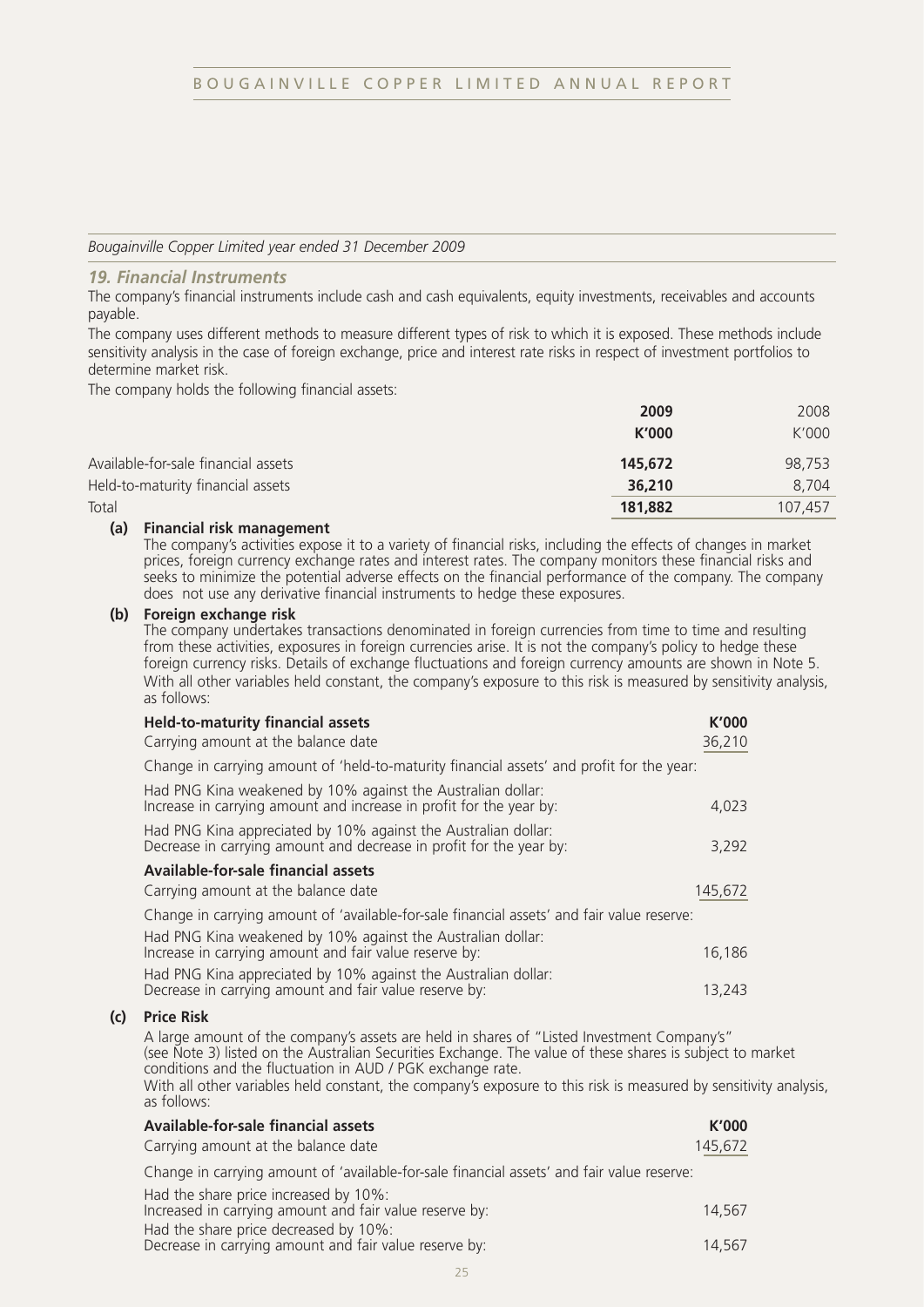*Bougainville Copper Limited year ended 31 December 2009*

## *19. Financial Instruments*

The company's financial instruments include cash and cash equivalents, equity investments, receivables and accounts payable.

The company uses different methods to measure different types of risk to which it is exposed. These methods include sensitivity analysis in the case of foreign exchange, price and interest rate risks in respect of investment portfolios to determine market risk.

The company holds the following financial assets:

| | **2009** | 2008 |
|---|---|---|
| | **K'000** | K'000 |
| Available-for-sale financial assets | **145,672** | 98,753 |
| Held-to-maturity financial assets | **36,210** | 8,704 |
| Total | **181,882** | 107,457 |

**(a) Financial risk management**

The company's activities expose it to a variety of financial risks, including the effects of changes in market prices, foreign currency exchange rates and interest rates. The company monitors these financial risks and seeks to minimize the potential adverse effects on the financial performance of the company. The company does not use any derivative financial instruments to hedge these exposures.

**(b) Foreign exchange risk**

The company undertakes transactions denominated in foreign currencies from time to time and resulting from these activities, exposures in foreign currencies arise. It is not the company's policy to hedge these foreign currency risks. Details of exchange fluctuations and foreign currency amounts are shown in Note 5. With all other variables held constant, the company's exposure to this risk is measured by sensitivity analysis, as follows:

| **Held-to-maturity financial assets** | **K'000** |
|---|---|
| Carrying amount at the balance date | 36,210 |
| Change in carrying amount of 'held-to-maturity financial assets' and profit for the year: | |
| Had PNG Kina weakened by 10% against the Australian dollar: Increase in carrying amount and increase in profit for the year by: | 4,023 |
| Had PNG Kina appreciated by 10% against the Australian dollar: Decrease in carrying amount and decrease in profit for the year by: | 3,292 |
| **Available-for-sale financial assets** | |
| Carrying amount at the balance date | 145,672 |
| Change in carrying amount of 'available-for-sale financial assets' and fair value reserve: | |
| Had PNG Kina weakened by 10% against the Australian dollar: Increase in carrying amount and fair value reserve by: | 16,186 |
| Had PNG Kina appreciated by 10% against the Australian dollar: Decrease in carrying amount and fair value reserve by: | 13,243 |

**(c) Price Risk**

A large amount of the company's assets are held in shares of "Listed Investment Company's" (see Note 3) listed on the Australian Securities Exchange. The value of these shares is subject to market conditions and the fluctuation in AUD / PGK exchange rate.

With all other variables held constant, the company's exposure to this risk is measured by sensitivity analysis, as follows:

| **Available-for-sale financial assets** | **K'000** |
|---|---|
| Carrying amount at the balance date | 145,672 |
| Change in carrying amount of 'available-for-sale financial assets' and fair value reserve: | |
| Had the share price increased by 10%: Increased in carrying amount and fair value reserve by: | 14,567 |
| Had the share price decreased by 10%: Decrease in carrying amount and fair value reserve by: | 14,567 |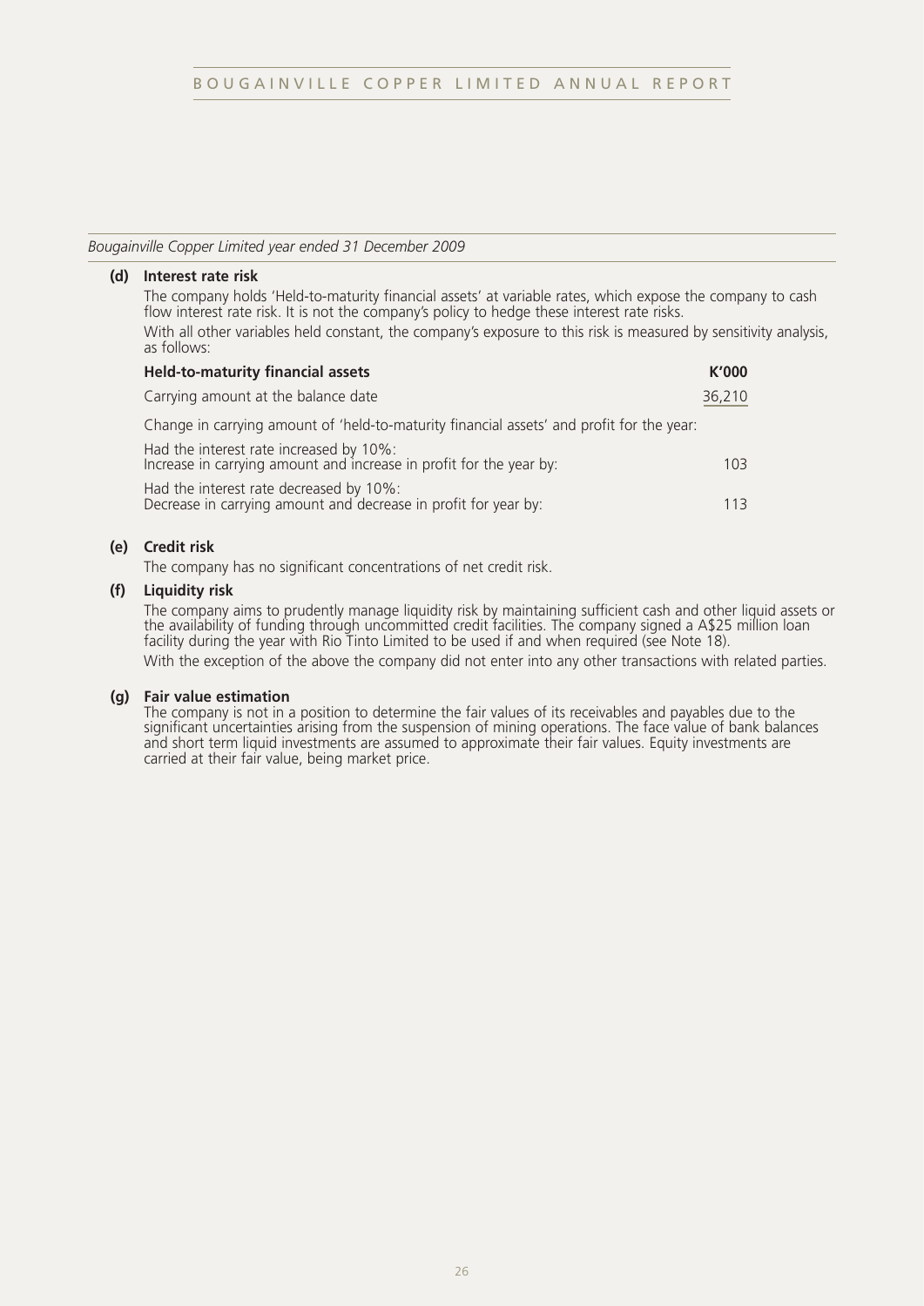*Bougainville Copper Limited year ended 31 December 2009*

**(d) Interest rate risk**

The company holds 'Held-to-maturity financial assets' at variable rates, which expose the company to cash flow interest rate risk. It is not the company's policy to hedge these interest rate risks.

With all other variables held constant, the company's exposure to this risk is measured by sensitivity analysis, as follows:

| **Held-to-maturity financial assets** | **K'000** |
|---|---|
| Carrying amount at the balance date | 36,210 |
| Change in carrying amount of 'held-to-maturity financial assets' and profit for the year: | |
| Had the interest rate increased by 10%:<br>Increase in carrying amount and increase in profit for the year by: | 103 |
| Had the interest rate decreased by 10%:<br>Decrease in carrying amount and decrease in profit for year by: | 113 |

**(e) Credit risk**

The company has no significant concentrations of net credit risk.

**(f) Liquidity risk**

The company aims to prudently manage liquidity risk by maintaining sufficient cash and other liquid assets or the availability of funding through uncommitted credit facilities. The company signed a A$25 million loan facility during the year with Rio Tinto Limited to be used if and when required (see Note 18).

With the exception of the above the company did not enter into any other transactions with related parties.

**(g) Fair value estimation**

The company is not in a position to determine the fair values of its receivables and payables due to the significant uncertainties arising from the suspension of mining operations. The face value of bank balances and short term liquid investments are assumed to approximate their fair values. Equity investments are carried at their fair value, being market price.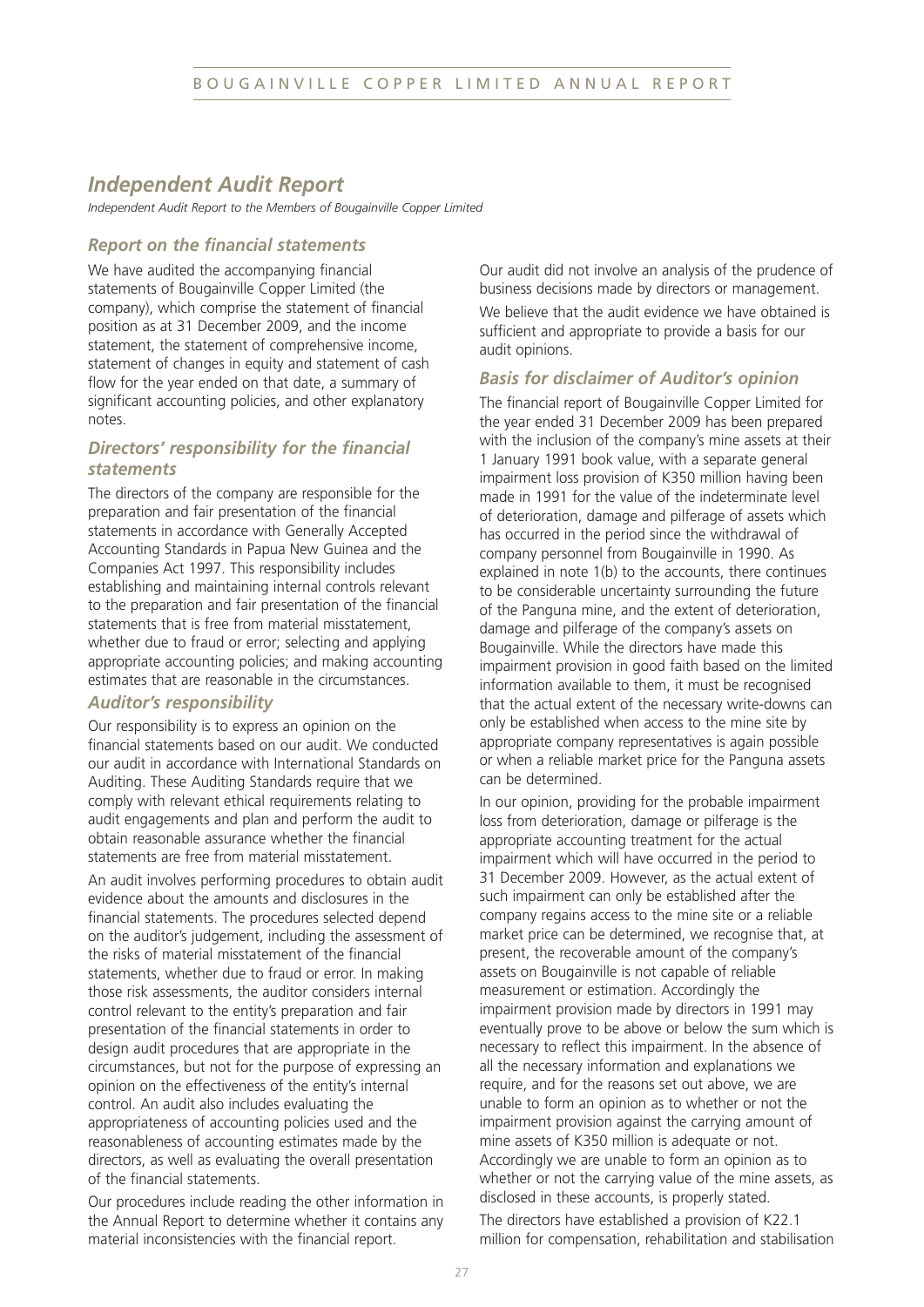# Independent Audit Report

*Independent Audit Report to the Members of Bougainville Copper Limited*

## Report on the financial statements

We have audited the accompanying financial statements of Bougainville Copper Limited (the company), which comprise the statement of financial position as at 31 December 2009, and the income statement, the statement of comprehensive income, statement of changes in equity and statement of cash flow for the year ended on that date, a summary of significant accounting policies, and other explanatory notes.

## Directors' responsibility for the financial statements

The directors of the company are responsible for the preparation and fair presentation of the financial statements in accordance with Generally Accepted Accounting Standards in Papua New Guinea and the Companies Act 1997. This responsibility includes establishing and maintaining internal controls relevant to the preparation and fair presentation of the financial statements that is free from material misstatement, whether due to fraud or error; selecting and applying appropriate accounting policies; and making accounting estimates that are reasonable in the circumstances.

## Auditor's responsibility

Our responsibility is to express an opinion on the financial statements based on our audit. We conducted our audit in accordance with International Standards on Auditing. These Auditing Standards require that we comply with relevant ethical requirements relating to audit engagements and plan and perform the audit to obtain reasonable assurance whether the financial statements are free from material misstatement.

An audit involves performing procedures to obtain audit evidence about the amounts and disclosures in the financial statements. The procedures selected depend on the auditor's judgement, including the assessment of the risks of material misstatement of the financial statements, whether due to fraud or error. In making those risk assessments, the auditor considers internal control relevant to the entity's preparation and fair presentation of the financial statements in order to design audit procedures that are appropriate in the circumstances, but not for the purpose of expressing an opinion on the effectiveness of the entity's internal control. An audit also includes evaluating the appropriateness of accounting policies used and the reasonableness of accounting estimates made by the directors, as well as evaluating the overall presentation of the financial statements.

Our procedures include reading the other information in the Annual Report to determine whether it contains any material inconsistencies with the financial report.

Our audit did not involve an analysis of the prudence of business decisions made by directors or management.

We believe that the audit evidence we have obtained is sufficient and appropriate to provide a basis for our audit opinions.

## Basis for disclaimer of Auditor's opinion

The financial report of Bougainville Copper Limited for the year ended 31 December 2009 has been prepared with the inclusion of the company's mine assets at their 1 January 1991 book value, with a separate general impairment loss provision of K350 million having been made in 1991 for the value of the indeterminate level of deterioration, damage and pilferage of assets which has occurred in the period since the withdrawal of company personnel from Bougainville in 1990. As explained in note 1(b) to the accounts, there continues to be considerable uncertainty surrounding the future of the Panguna mine, and the extent of deterioration, damage and pilferage of the company's assets on Bougainville. While the directors have made this impairment provision in good faith based on the limited information available to them, it must be recognised that the actual extent of the necessary write-downs can only be established when access to the mine site by appropriate company representatives is again possible or when a reliable market price for the Panguna assets can be determined.

In our opinion, providing for the probable impairment loss from deterioration, damage or pilferage is the appropriate accounting treatment for the actual impairment which will have occurred in the period to 31 December 2009. However, as the actual extent of such impairment can only be established after the company regains access to the mine site or a reliable market price can be determined, we recognise that, at present, the recoverable amount of the company's assets on Bougainville is not capable of reliable measurement or estimation. Accordingly the impairment provision made by directors in 1991 may eventually prove to be above or below the sum which is necessary to reflect this impairment. In the absence of all the necessary information and explanations we require, and for the reasons set out above, we are unable to form an opinion as to whether or not the impairment provision against the carrying amount of mine assets of K350 million is adequate or not. Accordingly we are unable to form an opinion as to whether or not the carrying value of the mine assets, as disclosed in these accounts, is properly stated.

The directors have established a provision of K22.1 million for compensation, rehabilitation and stabilisation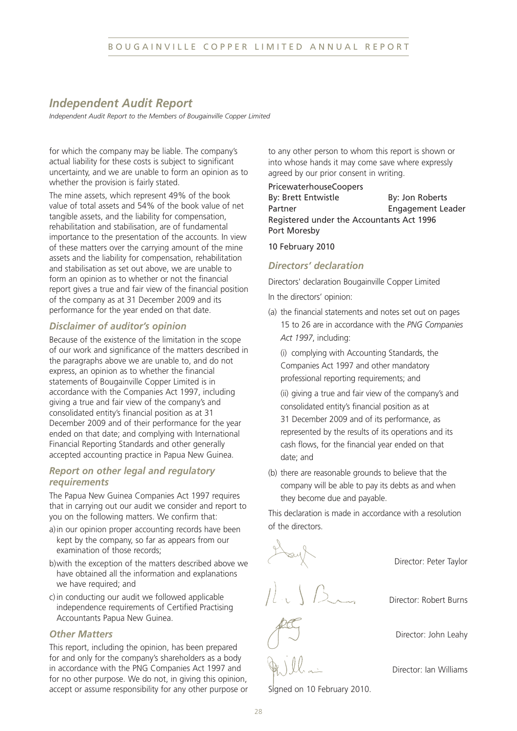## *Independent Audit Report*

*Independent Audit Report to the Members of Bougainville Copper Limited*

for which the company may be liable. The company's actual liability for these costs is subject to significant uncertainty, and we are unable to form an opinion as to whether the provision is fairly stated.

The mine assets, which represent 49% of the book value of total assets and 54% of the book value of net tangible assets, and the liability for compensation, rehabilitation and stabilisation, are of fundamental importance to the presentation of the accounts. In view of these matters over the carrying amount of the mine assets and the liability for compensation, rehabilitation and stabilisation as set out above, we are unable to form an opinion as to whether or not the financial report gives a true and fair view of the financial position of the company as at 31 December 2009 and its performance for the year ended on that date.

### *Disclaimer of auditor's opinion*

Because of the existence of the limitation in the scope of our work and significance of the matters described in the paragraphs above we are unable to, and do not express, an opinion as to whether the financial statements of Bougainville Copper Limited is in accordance with the Companies Act 1997, including giving a true and fair view of the company's and consolidated entity's financial position as at 31 December 2009 and of their performance for the year ended on that date; and complying with International Financial Reporting Standards and other generally accepted accounting practice in Papua New Guinea.

### *Report on other legal and regulatory requirements*

The Papua New Guinea Companies Act 1997 requires that in carrying out our audit we consider and report to you on the following matters. We confirm that:

a) in our opinion proper accounting records have been kept by the company, so far as appears from our examination of those records;

b) with the exception of the matters described above we have obtained all the information and explanations we have required; and

c) in conducting our audit we followed applicable independence requirements of Certified Practising Accountants Papua New Guinea.

### *Other Matters*

This report, including the opinion, has been prepared for and only for the company's shareholders as a body in accordance with the PNG Companies Act 1997 and for no other purpose. We do not, in giving this opinion, accept or assume responsibility for any other purpose or to any other person to whom this report is shown or into whose hands it may come save where expressly agreed by our prior consent in writing.

PricewaterhouseCoopers

By: Brett Entwistle — Partner

By: Jon Roberts — Engagement Leader

Registered under the Accountants Act 1996

Port Moresby

10 February 2010

### *Directors' declaration*

Directors' declaration Bougainville Copper Limited

In the directors' opinion:

(a) the financial statements and notes set out on pages 15 to 26 are in accordance with the *PNG Companies Act 1997*, including:

(i) complying with Accounting Standards, the Companies Act 1997 and other mandatory professional reporting requirements; and

(ii) giving a true and fair view of the company's and consolidated entity's financial position as at 31 December 2009 and of its performance, as represented by the results of its operations and its cash flows, for the financial year ended on that date; and

(b) there are reasonable grounds to believe that the company will be able to pay its debts as and when they become due and payable.

This declaration is made in accordance with a resolution of the directors.

Director: Peter Taylor

Director: Robert Burns

Director: John Leahy

Director: Ian Williams

Signed on 10 February 2010.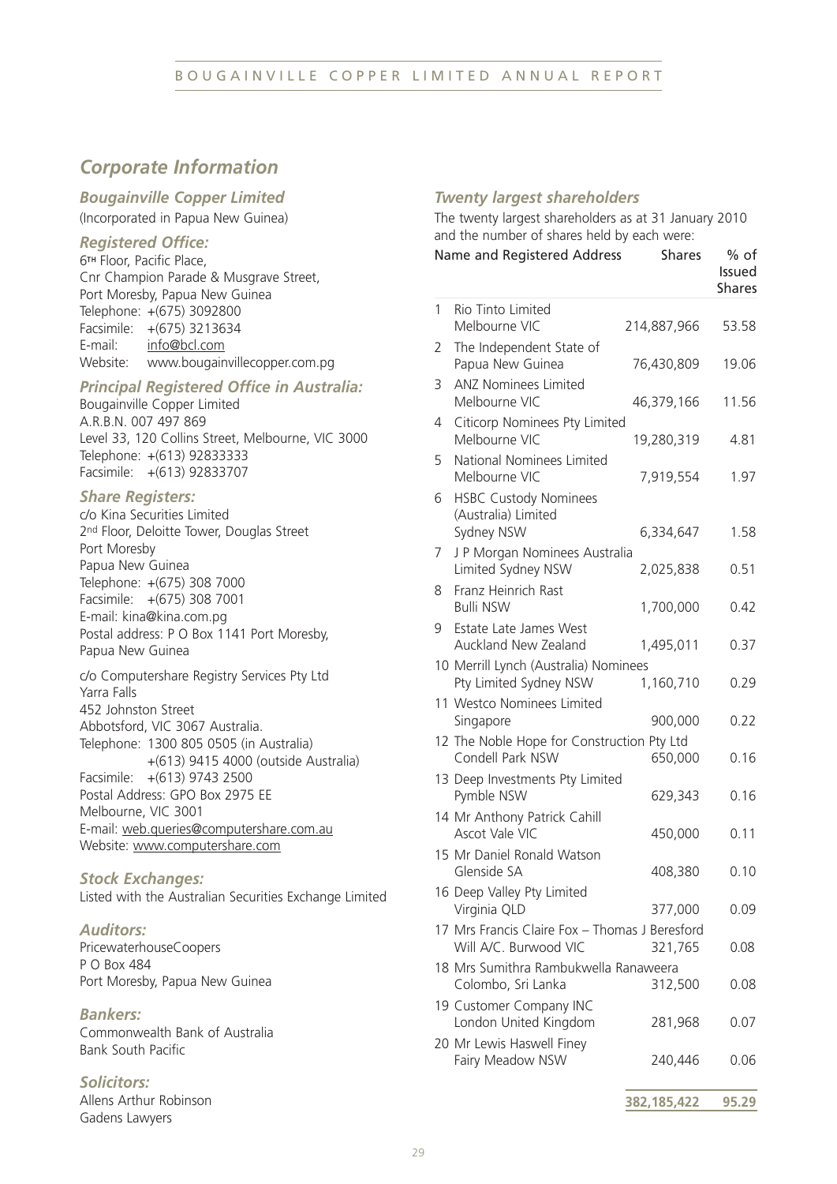## *Corporate Information*

### *Bougainville Copper Limited*

(Incorporated in Papua New Guinea)

### *Registered Office:*

6TH Floor, Pacific Place,
Cnr Champion Parade & Musgrave Street,
Port Moresby, Papua New Guinea
Telephone: +(675) 3092800
Facsimile: +(675) 3213634
E-mail: info@bcl.com
Website: www.bougainvillecopper.com.pg

### *Principal Registered Office in Australia:*

Bougainville Copper Limited
A.R.B.N. 007 497 869
Level 33, 120 Collins Street, Melbourne, VIC 3000
Telephone: +(613) 92833333
Facsimile: +(613) 92833707

### *Share Registers:*

c/o Kina Securities Limited
2nd Floor, Deloitte Tower, Douglas Street
Port Moresby
Papua New Guinea
Telephone: +(675) 308 7000
Facsimile: +(675) 308 7001
E-mail: kina@kina.com.pg
Postal address: P O Box 1141 Port Moresby,
Papua New Guinea

c/o Computershare Registry Services Pty Ltd
Yarra Falls
452 Johnston Street
Abbotsford, VIC 3067 Australia.
Telephone: 1300 805 0505 (in Australia)
+(613) 9415 4000 (outside Australia)
Facsimile: +(613) 9743 2500
Postal Address: GPO Box 2975 EE
Melbourne, VIC 3001
E-mail: web.queries@computershare.com.au
Website: www.computershare.com

### *Stock Exchanges:*

Listed with the Australian Securities Exchange Limited

### *Auditors:*

PricewaterhouseCoopers
P O Box 484
Port Moresby, Papua New Guinea

### *Bankers:*

Commonwealth Bank of Australia
Bank South Pacific

### *Solicitors:*

Allens Arthur Robinson
Gadens Lawyers

### *Twenty largest shareholders*

The twenty largest shareholders as at 31 January 2010 and the number of shares held by each were:

| | Name and Registered Address | Shares | % of Issued Shares |
|---|---|---|---|
| 1 | Rio Tinto Limited Melbourne VIC | 214,887,966 | 53.58 |
| 2 | The Independent State of Papua New Guinea | 76,430,809 | 19.06 |
| 3 | ANZ Nominees Limited Melbourne VIC | 46,379,166 | 11.56 |
| 4 | Citicorp Nominees Pty Limited Melbourne VIC | 19,280,319 | 4.81 |
| 5 | National Nominees Limited Melbourne VIC | 7,919,554 | 1.97 |
| 6 | HSBC Custody Nominees (Australia) Limited Sydney NSW | 6,334,647 | 1.58 |
| 7 | J P Morgan Nominees Australia Limited Sydney NSW | 2,025,838 | 0.51 |
| 8 | Franz Heinrich Rast Bulli NSW | 1,700,000 | 0.42 |
| 9 | Estate Late James West Auckland New Zealand | 1,495,011 | 0.37 |
| 10 | Merrill Lynch (Australia) Nominees Pty Limited Sydney NSW | 1,160,710 | 0.29 |
| 11 | Westco Nominees Limited Singapore | 900,000 | 0.22 |
| 12 | The Noble Hope for Construction Pty Ltd Condell Park NSW | 650,000 | 0.16 |
| 13 | Deep Investments Pty Limited Pymble NSW | 629,343 | 0.16 |
| 14 | Mr Anthony Patrick Cahill Ascot Vale VIC | 450,000 | 0.11 |
| 15 | Mr Daniel Ronald Watson Glenside SA | 408,380 | 0.10 |
| 16 | Deep Valley Pty Limited Virginia QLD | 377,000 | 0.09 |
| 17 | Mrs Francis Claire Fox – Thomas J Beresford Will A/C. Burwood VIC | 321,765 | 0.08 |
| 18 | Mrs Sumithra Rambukwella Ranaweera Colombo, Sri Lanka | 312,500 | 0.08 |
| 19 | Customer Company INC London United Kingdom | 281,968 | 0.07 |
| 20 | Mr Lewis Haswell Finey Fairy Meadow NSW | 240,446 | 0.06 |
| | | **382,185,422** | **95.29** |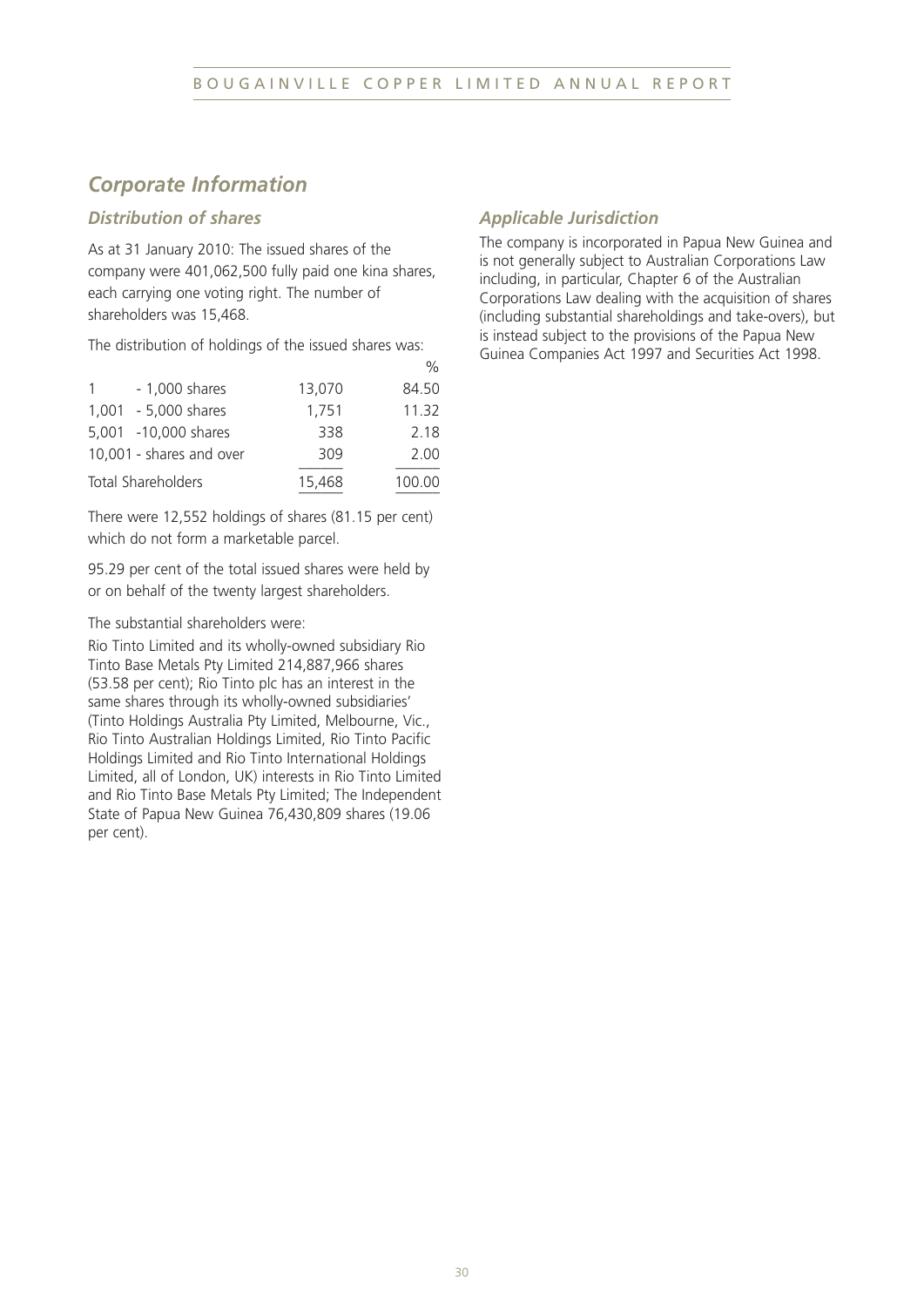## Corporate Information

### Distribution of shares

As at 31 January 2010: The issued shares of the company were 401,062,500 fully paid one kina shares, each carrying one voting right. The number of shareholders was 15,468.

The distribution of holdings of the issued shares was:

| | | % |
|---|---|---|
| 1 - 1,000 shares | 13,070 | 84.50 |
| 1,001 - 5,000 shares | 1,751 | 11.32 |
| 5,001 -10,000 shares | 338 | 2.18 |
| 10,001 - shares and over | 309 | 2.00 |
| Total Shareholders | 15,468 | 100.00 |

There were 12,552 holdings of shares (81.15 per cent) which do not form a marketable parcel.

95.29 per cent of the total issued shares were held by or on behalf of the twenty largest shareholders.

The substantial shareholders were:

Rio Tinto Limited and its wholly-owned subsidiary Rio Tinto Base Metals Pty Limited 214,887,966 shares (53.58 per cent); Rio Tinto plc has an interest in the same shares through its wholly-owned subsidiaries' (Tinto Holdings Australia Pty Limited, Melbourne, Vic., Rio Tinto Australian Holdings Limited, Rio Tinto Pacific Holdings Limited and Rio Tinto International Holdings Limited, all of London, UK) interests in Rio Tinto Limited and Rio Tinto Base Metals Pty Limited; The Independent State of Papua New Guinea 76,430,809 shares (19.06 per cent).

### Applicable Jurisdiction

The company is incorporated in Papua New Guinea and is not generally subject to Australian Corporations Law including, in particular, Chapter 6 of the Australian Corporations Law dealing with the acquisition of shares (including substantial shareholdings and take-overs), but is instead subject to the provisions of the Papua New Guinea Companies Act 1997 and Securities Act 1998.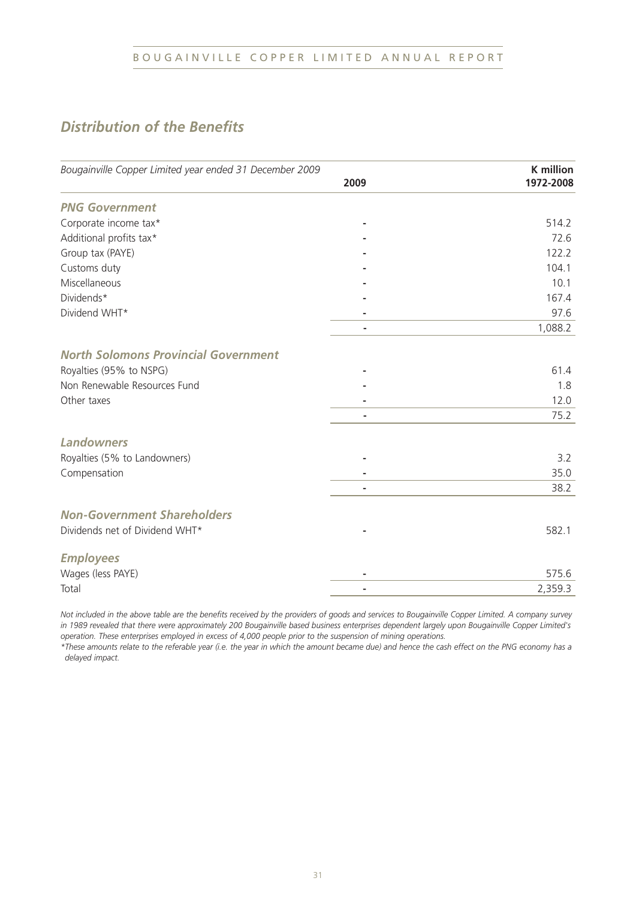## *Distribution of the Benefits*

| *Bougainville Copper Limited year ended 31 December 2009* | 2009 | K million 1972-2008 |
|---|---|---|
| ***PNG Government*** | | |
| Corporate income tax* | - | 514.2 |
| Additional profits tax* | - | 72.6 |
| Group tax (PAYE) | - | 122.2 |
| Customs duty | - | 104.1 |
| Miscellaneous | - | 10.1 |
| Dividends* | - | 167.4 |
| Dividend WHT* | - | 97.6 |
| | - | 1,088.2 |
| ***North Solomons Provincial Government*** | | |
| Royalties (95% to NSPG) | - | 61.4 |
| Non Renewable Resources Fund | - | 1.8 |
| Other taxes | - | 12.0 |
| | - | 75.2 |
| ***Landowners*** | | |
| Royalties (5% to Landowners) | - | 3.2 |
| Compensation | - | 35.0 |
| | - | 38.2 |
| ***Non-Government Shareholders*** | | |
| Dividends net of Dividend WHT* | - | 582.1 |
| ***Employees*** | | |
| Wages (less PAYE) | - | 575.6 |
| Total | - | 2,359.3 |

*Not included in the above table are the benefits received by the providers of goods and services to Bougainville Copper Limited. A company survey in 1989 revealed that there were approximately 200 Bougainville based business enterprises dependent largely upon Bougainville Copper Limited's operation. These enterprises employed in excess of 4,000 people prior to the suspension of mining operations.*

**These amounts relate to the referable year (i.e. the year in which the amount became due) and hence the cash effect on the PNG economy has a delayed impact.*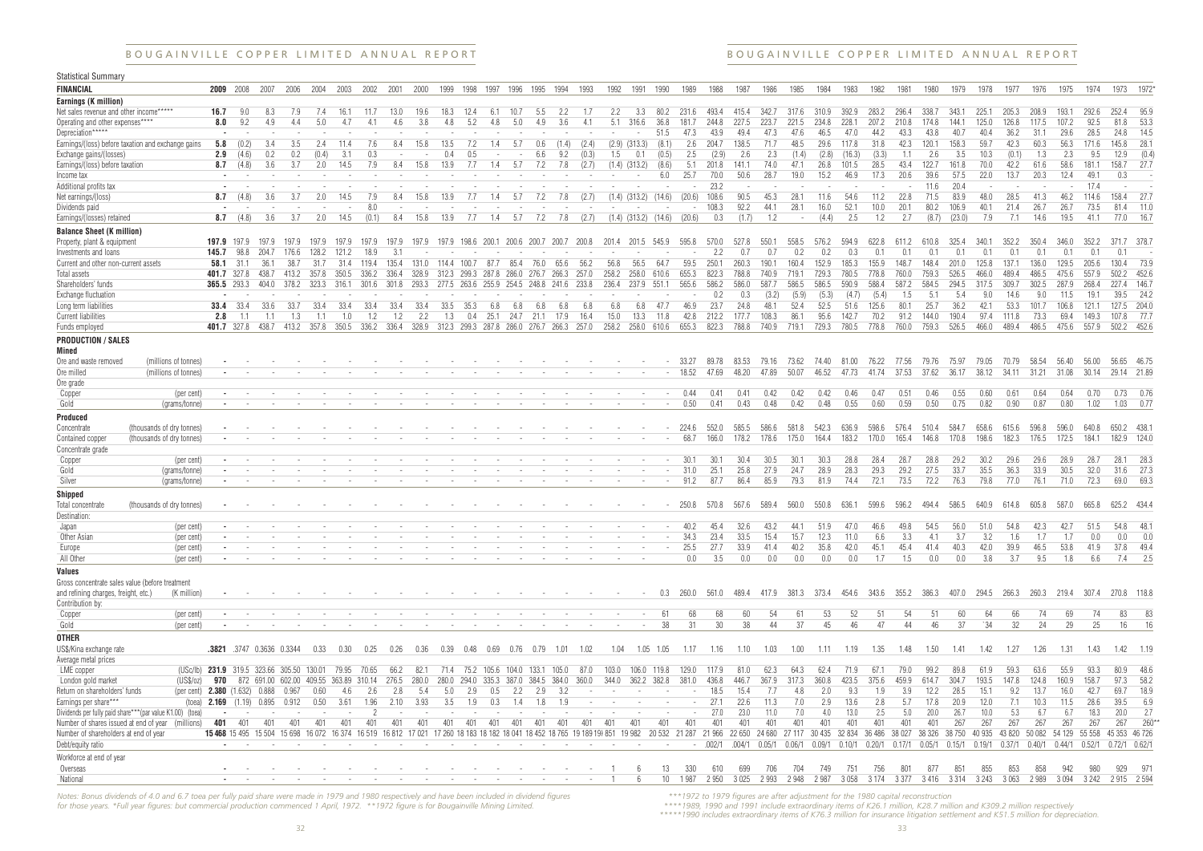## Statistical Summary

| FINANCIAL | 2009 | 2008 | 2007 | 2006 | 2004 | 2003 | 2002 | 2001 | 2000 | 1999 | 1998 | 1997 | 1996 | 1995 | 1994 | 1993 | 1992 | 1991 | 1990 | 1989 | 1988 | 1987 | 1986 | 1985 | 1984 | 1983 | 1982 | 1981 | 1980 | 1979 | 1978 | 1977 | 1976 | 1975 | 1974 | 1973 | 1972* |
|---|---|---|---|---|---|---|---|---|---|---|---|---|---|---|---|---|---|---|---|---|---|---|---|---|---|---|---|---|---|---|---|---|---|---|---|---|---|
| **Earnings (K million)** | | | | | | | | | | | | | | | | | | | | | | | | | | | | | | | | | | | | | |
| Net sales revenue and other income***** | **16.7** | 9.0 | 8.3 | 7.9 | 7.4 | 16.1 | 11.7 | 13.0 | 19.6 | 18.3 | 12.4 | 6.1 | 10.7 | 5.5 | 2.2 | 1.7 | 2.2 | 3.3 | 80.2 | 231.6 | 493.4 | 415.4 | 342.7 | 317.6 | 310.9 | 392.9 | 283.2 | 296.4 | 338.7 | 343.1 | 225.1 | 205.3 | 208.9 | 193.1 | 292.6 | 252.4 | 95.9 |
| Operating and other expenses**** | **8.0** | 9.2 | 4.9 | 4.4 | 5.0 | 4.7 | 4.1 | 4.6 | 3.8 | 4.8 | 5.2 | 4.8 | 5.0 | 4.9 | 3.6 | 4.1 | 5.1 | 316.6 | 36.8 | 181.7 | 244.8 | 227.5 | 223.7 | 221.5 | 234.8 | 228.1 | 207.2 | 210.8 | 174.8 | 144.1 | 125.0 | 126.8 | 117.5 | 107.2 | 92.5 | 81.8 | 53.3 |
| Depreciation***** | **-** | - | - | - | - | - | - | - | - | - | - | - | - | - | - | - | - | - | 51.5 | 47.3 | 43.9 | 49.4 | 47.3 | 47.6 | 46.5 | 47.0 | 44.2 | 43.3 | 43.8 | 40.7 | 40.4 | 36.2 | 31.1 | 29.6 | 28.5 | 24.8 | 14.5 |
| Earnings/(loss) before taxation and exchange gains | **5.8** | (0.2) | 3.4 | 3.5 | 2.4 | 11.4 | 7.6 | 8.4 | 15.8 | 13.5 | 7.2 | 1.4 | 5.7 | 0.6 | (1.4) | (2.4) | (2.9) | (313.3) | (8.1) | 2.6 | 204.7 | 138.5 | 71.7 | 48.5 | 29.6 | 117.8 | 31.8 | 42.3 | 120.1 | 158.3 | 59.7 | 42.3 | 60.3 | 56.3 | 171.6 | 145.8 | 28.1 |
| Exchange gains/(losses) | **2.9** | (4.6) | 0.2 | 0.2 | (0.4) | 3.1 | 0.3 | - | - | 0.4 | 0.5 | - | - | 6.6 | 9.2 | (0.3) | 1.5 | 0.1 | (0.5) | 2.5 | (2.9) | 2.6 | 2.3 | (1.4) | (2.8) | (16.3) | (3.3) | 1.1 | 2.6 | 3.5 | 10.3 | (0.1) | 1.3 | 2.3 | 9.5 | 12.9 | (0.4) |
| Earnings/(loss) before taxation | **8.7** | (4.8) | 3.6 | 3.7 | 2.0 | 14.5 | 7.9 | 8.4 | 15.8 | 13.9 | 7.7 | 1.4 | 5.7 | 7.2 | 7.8 | (2.7) | (1.4) | (313.2) | (8.6) | 5.1 | 201.8 | 141.1 | 74.0 | 47.1 | 26.8 | 101.5 | 28.5 | 43.4 | 122.7 | 161.8 | 70.0 | 42.2 | 61.6 | 58.6 | 181.1 | 158.7 | 27.7 |
| Income tax | **-** | - | - | - | - | - | - | - | - | - | - | - | - | - | - | - | - | - | 6.0 | 25.7 | 70.0 | 50.6 | 28.7 | 19.0 | 15.2 | 46.9 | 17.3 | 20.6 | 39.6 | 57.5 | 22.0 | 13.7 | 20.3 | 12.4 | 49.1 | 0.3 | - |
| Additional profits tax | **-** | - | - | - | - | - | - | - | - | - | - | - | - | - | - | - | - | - | - | - | 23.2 | - | - | - | - | - | - | - | 11.6 | 20.4 | - | - | - | - | 17.4 | - | - |
| Net earnings/(loss) | **8.7** | (4.8) | 3.6 | 3.7 | 2.0 | 14.5 | 7.9 | 8.4 | 15.8 | 13.9 | 7.7 | 1.4 | 5.7 | 7.2 | 7.8 | (2.7) | (1.4) | (313.2) | (14.6) | (20.6) | 108.6 | 90.5 | 45.3 | 28.1 | 11.6 | 54.6 | 11.2 | 22.8 | 71.5 | 83.9 | 48.0 | 28.5 | 41.3 | 46.2 | 114.6 | 158.4 | 27.7 |
| Dividends paid | **-** | - | - | - | - | - | 8.0 | - | - | - | - | - | - | - | - | - | - | - | - | - | 108.3 | 92.2 | 44.1 | 28.1 | 16.0 | 52.1 | 10.0 | 20.1 | 80.2 | 106.9 | 40.1 | 21.4 | 26.7 | 26.7 | 73.5 | 81.4 | 11.0 |
| Earnings/(losses) retained | **8.7** | (4.8) | 3.6 | 3.7 | 2.0 | 14.5 | (0.1) | 8.4 | 15.8 | 13.9 | 7.7 | 1.4 | 5.7 | 7.2 | 7.8 | (2.7) | (1.4) | (313.2) | (14.6) | (20.6) | 0.3 | (1.7) | 1.2 | - | (4.4) | 2.5 | 1.2 | 2.7 | (8.7) | (23.0) | 7.9 | 7.1 | 14.6 | 19.5 | 41.1 | 77.0 | 16.7 |
| **Balance Sheet (K million)** | | | | | | | | | | | | | | | | | | | | | | | | | | | | | | | | | | | | | |
| Property, plant & equipment | **197.9** | 197.9 | 197.9 | 197.9 | 197.9 | 197.9 | 197.9 | 197.9 | 197.9 | 197.9 | 198.6 | 200.1 | 200.6 | 200.7 | 200.7 | 200.8 | 201.4 | 201.5 | 545.9 | 595.8 | 570.0 | 527.8 | 550.1 | 558.5 | 576.2 | 594.9 | 622.8 | 611.2 | 610.8 | 325.4 | 340.1 | 352.2 | 350.4 | 346.0 | 352.2 | 371.7 | 378.7 |
| Investments and loans | **145.7** | 98.8 | 204.7 | 176.6 | 128.2 | 121.2 | 18.9 | 3.1 | - | - | - | - | - | - | - | - | - | - | - | - | 2.2 | 0.7 | 0.7 | 0.2 | 0.2 | 0.3 | 0.1 | 0.1 | 0.1 | 0.1 | 0.1 | 0.1 | 0.1 | 0.1 | 0.1 | 0.1 | - |
| Current and other non-current assets | **58.1** | 31.1 | 36.1 | 38.7 | 31.7 | 31.4 | 119.4 | 135.4 | 131.0 | 114.4 | 100.7 | 87.7 | 85.4 | 76.0 | 65.6 | 56.2 | 56.8 | 56.5 | 64.7 | 59.5 | 250.1 | 260.3 | 190.1 | 160.4 | 152.9 | 185.3 | 155.9 | 148.7 | 148.4 | 201.0 | 125.8 | 137.1 | 136.0 | 129.5 | 205.6 | 130.4 | 73.9 |
| Total assets | **401.7** | 327.8 | 438.7 | 413.2 | 357.8 | 350.5 | 336.2 | 336.4 | 328.9 | 312.3 | 299.3 | 287.8 | 286.0 | 276.7 | 266.3 | 257.0 | 258.2 | 258.0 | 610.6 | 655.3 | 822.3 | 788.8 | 740.9 | 719.1 | 729.3 | 780.5 | 778.8 | 760.0 | 759.3 | 526.5 | 466.0 | 489.4 | 486.5 | 475.6 | 557.9 | 502.2 | 452.6 |
| Shareholders' funds | **365.5** | 293.3 | 404.0 | 378.2 | 323.3 | 316.1 | 301.6 | 301.8 | 293.3 | 277.5 | 263.6 | 255.9 | 254.5 | 248.8 | 241.6 | 233.8 | 236.4 | 237.9 | 551.1 | 565.6 | 586.2 | 586.0 | 587.7 | 586.5 | 586.5 | 590.9 | 588.4 | 587.2 | 584.5 | 294.5 | 317.5 | 309.7 | 302.5 | 287.9 | 268.4 | 227.4 | 146.7 |
| Exchange fluctuation | **-** | - | - | - | - | - | - | - | - | - | - | - | - | - | - | - | - | - | - | - | 0.2 | 0.3 | (3.2) | (5.9) | (5.3) | (4.7) | (5.4) | 1.5 | 5.1 | 5.4 | 9.0 | 14.6 | 9.0 | 11.5 | 19.1 | 39.5 | 24.2 |
| Long term liabilities | **33.4** | 33.4 | 33.6 | 33.7 | 33.4 | 33.4 | 33.4 | 33.4 | 33.4 | 33.5 | 35.3 | 6.8 | 6.8 | 6.8 | 6.8 | 6.8 | 6.8 | 6.8 | 47.7 | 46.9 | 23.7 | 24.8 | 48.1 | 52.4 | 52.5 | 51.6 | 125.6 | 80.1 | 25.7 | 36.2 | 42.1 | 53.3 | 101.7 | 106.8 | 121.1 | 127.5 | 204.0 |
| Current liabilities | **2.8** | 1.1 | 1.1 | 1.3 | 1.1 | 1.0 | 1.2 | 1.2 | 2.2 | 1.3 | 0.4 | 25.1 | 24.7 | 21.1 | 17.9 | 16.4 | 15.0 | 13.3 | 11.8 | 42.8 | 212.2 | 177.7 | 108.3 | 86.1 | 95.6 | 142.7 | 70.2 | 91.2 | 144.0 | 190.4 | 97.4 | 111.8 | 73.3 | 69.4 | 149.3 | 107.8 | 77.7 |
| Funds employed | **401.7** | 327.8 | 438.7 | 413.2 | 357.8 | 350.5 | 336.2 | 336.4 | 328.9 | 312.3 | 299.3 | 287.8 | 286.0 | 276.7 | 266.3 | 257.0 | 258.2 | 258.0 | 610.6 | 655.3 | 822.3 | 788.8 | 740.9 | 719.1 | 729.3 | 780.5 | 778.8 | 760.0 | 759.3 | 526.5 | 466.0 | 489.4 | 486.5 | 475.6 | 557.9 | 502.2 | 452.6 |
| **PRODUCTION / SALES** | | | | | | | | | | | | | | | | | | | | | | | | | | | | | | | | | | | | | |
| **Mined** | | | | | | | | | | | | | | | | | | | | | | | | | | | | | | | | | | | | | |
| Ore and waste removed (millions of tonnes) | **-** | - | - | - | - | - | - | - | - | - | - | - | - | - | - | - | - | - | - | 33.27 | 89.78 | 83.53 | 79.16 | 73.62 | 74.40 | 81.00 | 76.22 | 77.56 | 79.76 | 75.97 | 79.05 | 70.79 | 58.54 | 56.40 | 56.00 | 56.65 | 46.75 |
| Ore milled (millions of tonnes) | **-** | - | - | - | - | - | - | - | - | - | - | - | - | - | - | - | - | - | - | 18.52 | 47.69 | 48.20 | 47.89 | 50.07 | 46.52 | 47.73 | 41.74 | 37.53 | 37.62 | 36.17 | 38.12 | 34.11 | 31.21 | 31.08 | 30.14 | 29.14 | 21.89 |
| Ore grade | | | | | | | | | | | | | | | | | | | | | | | | | | | | | | | | | | | | | |
| Copper (per cent) | **-** | - | - | - | - | - | - | - | - | - | - | - | - | - | - | - | - | - | - | 0.44 | 0.41 | 0.41 | 0.42 | 0.42 | 0.42 | 0.46 | 0.47 | 0.51 | 0.46 | 0.55 | 0.60 | 0.61 | 0.64 | 0.64 | 0.70 | 0.73 | 0.76 |
| Gold (grams/tonne) | **-** | - | - | - | - | - | - | - | - | - | - | - | - | - | - | - | - | - | - | 0.50 | 0.41 | 0.43 | 0.48 | 0.42 | 0.48 | 0.55 | 0.60 | 0.59 | 0.50 | 0.75 | 0.82 | 0.90 | 0.87 | 0.80 | 1.02 | 1.03 | 0.77 |
| **Produced** | | | | | | | | | | | | | | | | | | | | | | | | | | | | | | | | | | | | | |
| Concentrate (thousands of dry tonnes) | **-** | - | - | - | - | - | - | - | - | - | - | - | - | - | - | - | - | - | - | 224.6 | 552.0 | 585.5 | 586.6 | 581.8 | 542.3 | 636.9 | 598.6 | 576.4 | 510.4 | 584.7 | 658.6 | 615.6 | 596.8 | 596.0 | 640.8 | 650.2 | 438.1 |
| Contained copper (thousands of dry tonnes) | **-** | - | - | - | - | - | - | - | - | - | - | - | - | - | - | - | - | - | - | 68.7 | 166.0 | 178.2 | 178.6 | 175.0 | 164.4 | 183.2 | 170.0 | 165.4 | 146.8 | 170.8 | 198.6 | 182.3 | 176.5 | 172.5 | 184.1 | 182.9 | 124.0 |
| Concentrate grade | | | | | | | | | | | | | | | | | | | | | | | | | | | | | | | | | | | | | |
| Copper (per cent) | **-** | - | - | - | - | - | - | - | - | - | - | - | - | - | - | - | - | - | - | 30.1 | 30.1 | 30.4 | 30.5 | 30.1 | 30.3 | 28.8 | 28.4 | 28.7 | 28.8 | 29.2 | 30.2 | 29.6 | 29.6 | 28.9 | 28.7 | 28.1 | 28.3 |
| Gold (grams/tonne) | **-** | - | - | - | - | - | - | - | - | - | - | - | - | - | - | - | - | - | - | 31.0 | 25.1 | 25.8 | 27.9 | 24.7 | 28.9 | 28.3 | 29.3 | 29.2 | 27.5 | 33.7 | 35.5 | 36.3 | 33.9 | 30.5 | 32.0 | 31.6 | 27.3 |
| Silver (grams/tonne) | **-** | - | - | - | - | - | - | - | - | - | - | - | - | - | - | - | - | - | - | 91.2 | 87.7 | 86.4 | 85.9 | 79.3 | 81.9 | 74.4 | 72.1 | 73.5 | 72.2 | 76.3 | 79.8 | 77.0 | 76.1 | 71.0 | 72.3 | 69.0 | 69.3 |
| **Shipped** | | | | | | | | | | | | | | | | | | | | | | | | | | | | | | | | | | | | | |
| Total concentrate (thousands of dry tonnes) | **-** | - | - | - | - | - | - | - | - | - | - | - | - | - | - | - | - | - | - | 250.8 | 570.8 | 567.6 | 589.4 | 560.0 | 550.8 | 636.1 | 599.6 | 596.2 | 494.4 | 586.5 | 640.9 | 614.8 | 605.8 | 587.0 | 665.8 | 625.2 | 434.4 |
| Destination: | | | | | | | | | | | | | | | | | | | | | | | | | | | | | | | | | | | | | |
| Japan (per cent) | **-** | - | - | - | - | - | - | - | - | - | - | - | - | - | - | - | - | - | - | 40.2 | 45.4 | 32.6 | 43.2 | 44.1 | 51.9 | 47.0 | 46.6 | 49.8 | 54.5 | 56.0 | 51.0 | 54.8 | 42.3 | 42.7 | 51.5 | 54.8 | 48.1 |
| Other Asian (per cent) | **-** | - | - | - | - | - | - | - | - | - | - | - | - | - | - | - | - | - | - | 34.3 | 23.4 | 33.5 | 15.4 | 15.7 | 12.3 | 11.0 | 6.6 | 3.3 | 4.1 | 3.7 | 3.2 | 1.6 | 1.7 | 1.7 | 0.0 | 0.0 | 0.0 |
| Europe (per cent) | **-** | - | - | - | - | - | - | - | - | - | - | - | - | - | - | - | - | - | - | 25.5 | 27.7 | 33.9 | 41.4 | 40.2 | 35.8 | 42.0 | 45.1 | 45.4 | 41.4 | 40.3 | 42.0 | 39.9 | 46.5 | 53.8 | 41.9 | 37.8 | 49.4 |
| All Other (per cent) | **-** | - | - | - | - | - | - | - | - | - | - | - | - | - | - | - | - | - | - | 0.0 | 3.5 | 0.0 | 0.0 | 0.0 | 0.0 | 0.0 | 1.7 | 1.5 | 0.0 | 0.0 | 3.8 | 3.7 | 9.5 | 1.8 | 6.6 | 7.4 | 2.5 |
| **Values** | | | | | | | | | | | | | | | | | | | | | | | | | | | | | | | | | | | | | |
| Gross concentrate sales value (before treatment and refining charges, freight, etc.) (K million) | **-** | - | - | - | - | - | - | - | - | - | - | - | - | - | - | - | - | - | 0.3 | 260.0 | 561.0 | 489.4 | 417.9 | 381.3 | 373.4 | 454.6 | 343.6 | 355.2 | 386.3 | 407.0 | 294.5 | 266.3 | 260.3 | 219.4 | 307.4 | 270.8 | 118.8 |
| Contribution by: | | | | | | | | | | | | | | | | | | | | | | | | | | | | | | | | | | | | | |
| Copper (per cent) | **-** | - | - | - | - | - | - | - | - | - | - | - | - | - | - | - | - | - | 61 | 68 | 68 | 60 | 54 | 61 | 53 | 52 | 51 | 54 | 51 | 60 | 64 | 66 | 74 | 69 | 74 | 83 | 83 |
| Gold (per cent) | **-** | - | - | - | - | - | - | - | - | - | - | - | - | - | - | - | - | - | 38 | 31 | 30 | 38 | 44 | 37 | 45 | 46 | 47 | 44 | 46 | 37 | 34 | 32 | 24 | 29 | 25 | 16 | 16 |
| **OTHER** | | | | | | | | | | | | | | | | | | | | | | | | | | | | | | | | | | | | | |
| US$/Kina exchange rate | **.3821** | .3747 | 0.3636 | 0.3344 | 0.33 | 0.30 | 0.25 | 0.26 | 0.36 | 0.39 | 0.48 | 0.69 | 0.76 | 0.79 | 1.01 | 1.02 | 1.04 | 1.05 | 1.05 | 1.17 | 1.16 | 1.10 | 1.03 | 1.00 | 1.11 | 1.19 | 1.35 | 1.48 | 1.50 | 1.41 | 1.42 | 1.27 | 1.26 | 1.31 | 1.43 | 1.42 | 1.19 |
| Average metal prices | | | | | | | | | | | | | | | | | | | | | | | | | | | | | | | | | | | | | |
| LME copper (USc/lb) | **231.9** | 319.5 | 323.66 | 305.50 | 130.01 | 79.95 | 70.65 | 66.2 | 82.1 | 71.4 | 75.2 | 105.6 | 104.0 | 133.1 | 105.0 | 87.0 | 103.0 | 106.0 | 119.8 | 129.0 | 117.9 | 81.0 | 62.3 | 64.3 | 62.4 | 71.9 | 67.1 | 79.0 | 99.2 | 89.8 | 61.9 | 59.3 | 63.6 | 55.9 | 93.3 | 80.9 | 48.6 |
| London gold market (US$/oz) | **970** | 872 | 691.00 | 602.00 | 409.55 | 363.89 | 310.14 | 276.5 | 280.0 | 280.0 | 294.0 | 335.3 | 387.0 | 384.5 | 384.0 | 360.0 | 344.0 | 362.2 | 382.8 | 381.0 | 436.8 | 446.7 | 367.9 | 317.3 | 360.8 | 423.5 | 375.6 | 459.9 | 614.7 | 304.7 | 193.5 | 147.8 | 124.8 | 160.9 | 158.7 | 97.3 | 58.2 |
| Return on shareholders' funds (per cent) | **2.380** | (1.632) | 0.888 | 0.967 | 0.60 | 4.6 | 2.6 | 2.8 | 5.4 | 5.0 | 2.9 | 0.5 | 2.2 | 2.9 | 3.2 | - | - | - | - | - | 18.5 | 15.4 | 7.7 | 4.8 | 2.0 | 9.3 | 1.9 | 3.9 | 12.2 | 28.5 | 15.1 | 9.2 | 13.7 | 16.0 | 42.7 | 69.7 | 18.9 |
| Earnings per share*** (toea) | **2.169** | (1.19) | 0.895 | 0.912 | 0.50 | 3.61 | 1.96 | 2.10 | 3.93 | 3.5 | 1.9 | 0.3 | 1.4 | 1.8 | 1.9 | - | - | - | - | - | 27.1 | 22.6 | 11.3 | 7.0 | 2.9 | 13.6 | 2.8 | 5.7 | 17.8 | 20.9 | 12.0 | 7.1 | 10.3 | 11.5 | 28.6 | 39.5 | 6.9 |
| Dividends per fully paid share*** (par value K1.00) (toea) | **-** | - | - | - | - | - | 2 | - | - | - | - | - | - | - | - | - | - | - | - | - | 27.0 | 23.0 | 11.0 | 7.0 | 4.0 | 13.0 | 2.5 | 5.0 | 20.0 | 26.7 | 10.0 | 5.3 | 6.7 | 6.7 | 18.3 | 20.0 | 2.7 |
| Number of shares issued at end of year (millions) | **401** | 401 | 401 | 401 | 401 | 401 | 401 | 401 | 401 | 401 | 401 | 401 | 401 | 401 | 401 | 401 | 401 | 401 | 401 | 401 | 401 | 401 | 401 | 401 | 401 | 401 | 401 | 401 | 401 | 267 | 267 | 267 | 267 | 267 | 267 | 267 | 260** |
| Number of shareholders at end of year | **15 468** | 15 495 | 15 504 | 15 698 | 16 072 | 16 374 | 16 519 | 16 812 | 17 021 | 17 260 | 18 183 | 18 182 | 18 041 | 18 452 | 18 765 | 19 189 | 19 851 | 19 982 | 20 532 | 21 287 | 21 966 | 22 650 | 24 680 | 27 117 | 30 435 | 32 834 | 36 486 | 38 027 | 38 326 | 38 750 | 40 935 | 43 820 | 50 082 | 54 129 | 55 558 | 45 353 | 46 726 |
| Debt/equity ratio | **-** | - | - | - | - | - | - | - | - | - | - | - | - | - | - | - | - | - | - | - | .002/1 | .004/1 | 0.05/1 | 0.06/1 | 0.09/1 | 0.10/1 | 0.20/1 | 0.17/1 | 0.05/1 | 0.15/1 | 0.19/1 | 0.37/1 | 0.40/1 | 0.44/1 | 0.52/1 | 0.72/1 | 0.62/1 |
| Workforce at end of year | | | | | | | | | | | | | | | | | | | | | | | | | | | | | | | | | | | | | |
| Overseas | **-** | - | - | - | - | - | - | - | - | - | - | - | - | - | - | - | 1 | 6 | 13 | 330 | 610 | 699 | 706 | 704 | 749 | 751 | 756 | 801 | 877 | 851 | 855 | 853 | 858 | 942 | 980 | 929 | 971 |
| National | **-** | - | - | - | - | - | - | - | - | - | - | - | - | - | - | - | 1 | 6 | 10 | 1 987 | 2 950 | 3 025 | 2 993 | 2 948 | 2 987 | 3 058 | 3 174 | 3 377 | 3 416 | 3 314 | 3 243 | 3 063 | 2 989 | 3 094 | 3 242 | 2 915 | 2 594 |

*Notes: Bonus dividends of 4.0 and 6.7 toea per fully paid share were made in 1979 and 1980 respectively and have been included in dividend figures for those years. *Full year figures: but commercial production commenced 1 April, 1972. **1972 figure is for Bougainville Mining Limited.*

*\*\*\*1972 to 1979 figures are after adjustment for the 1980 capital reconstruction*

*\*\*\*\*1989, 1990 and 1991 include extraordinary items of K26.1 million, K28.7 million and K309.2 million respectively*

*\*\*\*\*\*1990 includes extraordinary items of K76.3 million for insurance litigation settlement and K51.5 million for depreciation.*